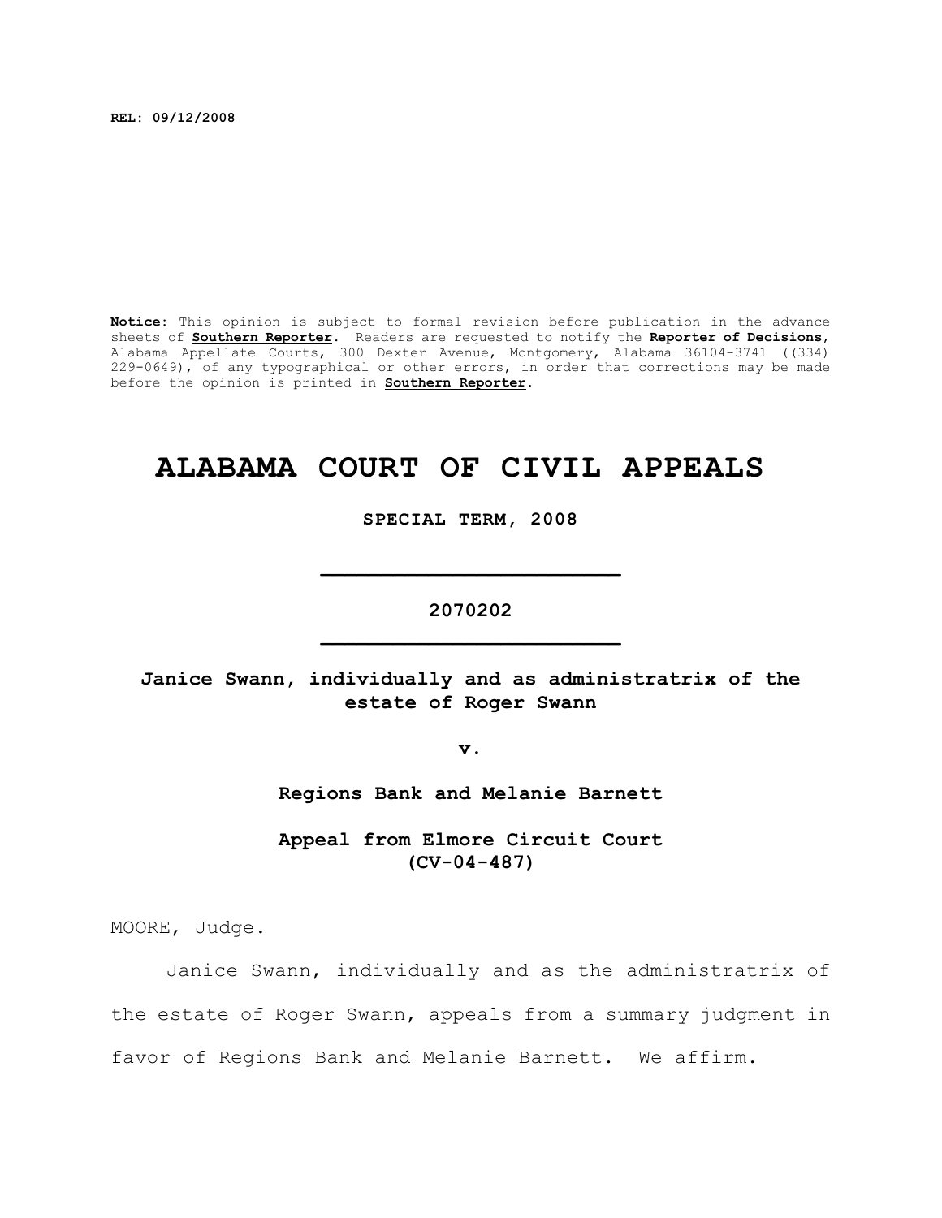**REL: 09/12/2008**

**Notice:** This opinion is subject to formal revision before publication in the advance sheets of **Southern Reporter**. Readers are requested to notify the **Reporter of Decisions**, Alabama Appellate Courts, 300 Dexter Avenue, Montgomery, Alabama 36104-3741 ((334) 229-0649), of any typographical or other errors, in order that corrections may be made before the opinion is printed in **Southern Reporter**.

# ALABAMA COURT OF CIVIL APPEALS

**SPECIAL TERM, 2008**

---

**2070202**

---

**Janice Swann, individually and as administratrix of the estate of Roger Swann**

**v.**

**Regions Bank and Melanie Barnett**

**Appeal from Elmore Circuit Court (CV-04-487)**

MOORE, Judge.

Janice Swann, individually and as the administratrix of the estate of Roger Swann, appeals from a summary judgment in favor of Regions Bank and Melanie Barnett. We affirm.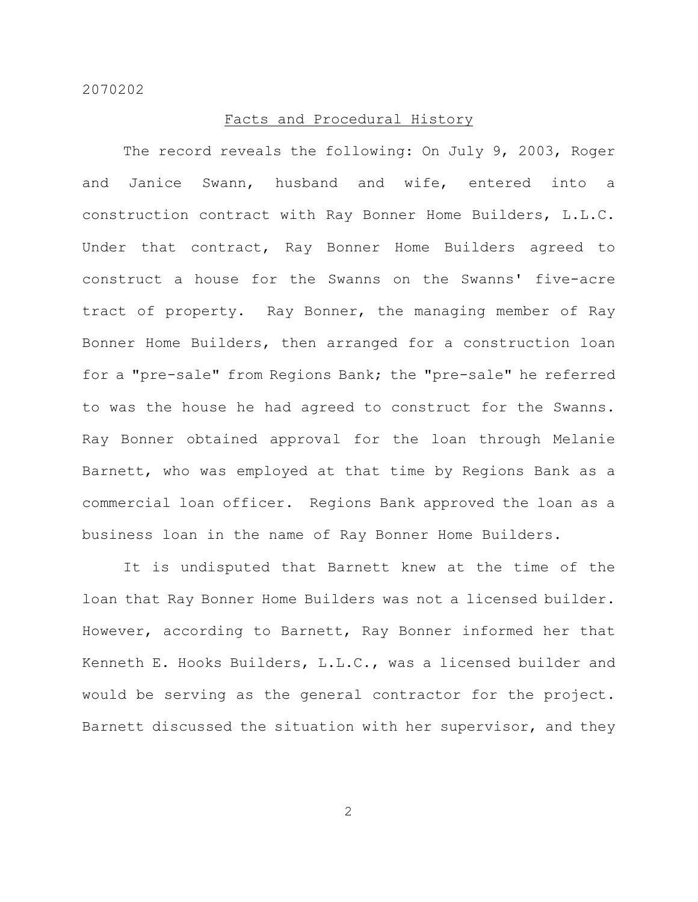## Facts and Procedural History

The record reveals the following: On July 9, 2003, Roger and Janice Swann, husband and wife, entered into a construction contract with Ray Bonner Home Builders, L.L.C. Under that contract, Ray Bonner Home Builders agreed to construct a house for the Swanns on the Swanns' five-acre tract of property. Ray Bonner, the managing member of Ray Bonner Home Builders, then arranged for a construction loan for a "pre-sale" from Regions Bank; the "pre-sale" he referred to was the house he had agreed to construct for the Swanns. Ray Bonner obtained approval for the loan through Melanie Barnett, who was employed at that time by Regions Bank as a commercial loan officer. Regions Bank approved the loan as a business loan in the name of Ray Bonner Home Builders.

It is undisputed that Barnett knew at the time of the loan that Ray Bonner Home Builders was not a licensed builder. However, according to Barnett, Ray Bonner informed her that Kenneth E. Hooks Builders, L.L.C., was a licensed builder and would be serving as the general contractor for the project. Barnett discussed the situation with her supervisor, and they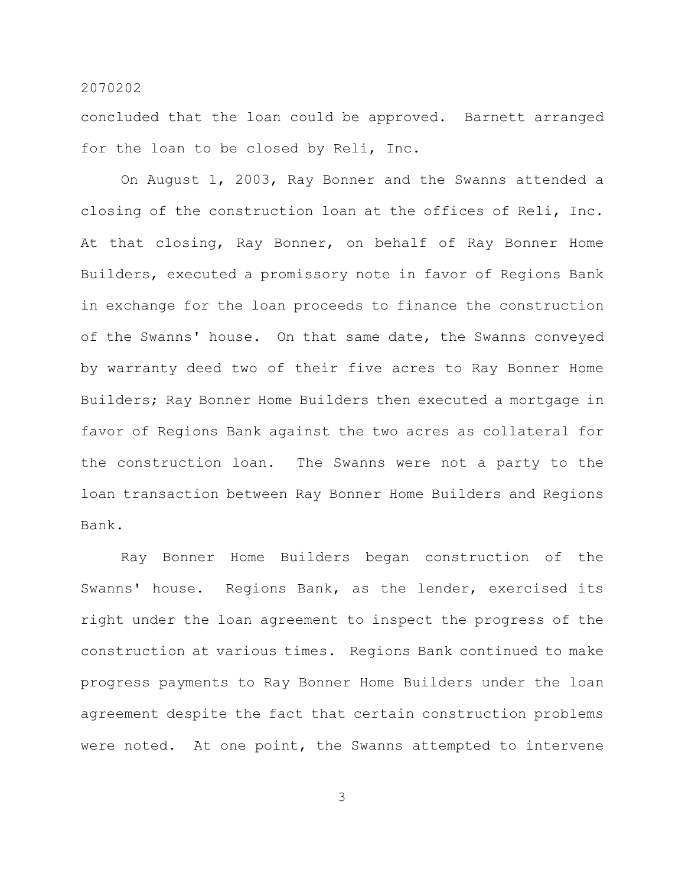concluded that the loan could be approved. Barnett arranged for the loan to be closed by Reli, Inc.

On August 1, 2003, Ray Bonner and the Swanns attended a closing of the construction loan at the offices of Reli, Inc. At that closing, Ray Bonner, on behalf of Ray Bonner Home Builders, executed a promissory note in favor of Regions Bank in exchange for the loan proceeds to finance the construction of the Swanns' house. On that same date, the Swanns conveyed by warranty deed two of their five acres to Ray Bonner Home Builders; Ray Bonner Home Builders then executed a mortgage in favor of Regions Bank against the two acres as collateral for the construction loan. The Swanns were not a party to the loan transaction between Ray Bonner Home Builders and Regions Bank.

Ray Bonner Home Builders began construction of the Swanns' house. Regions Bank, as the lender, exercised its right under the loan agreement to inspect the progress of the construction at various times. Regions Bank continued to make progress payments to Ray Bonner Home Builders under the loan agreement despite the fact that certain construction problems were noted. At one point, the Swanns attempted to intervene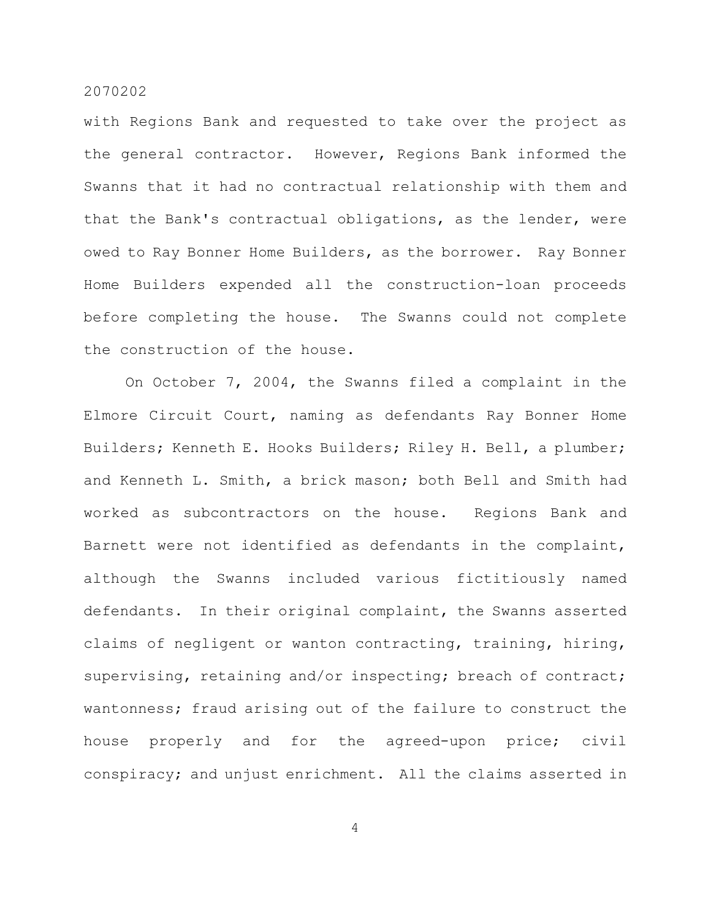with Regions Bank and requested to take over the project as the general contractor. However, Regions Bank informed the Swanns that it had no contractual relationship with them and that the Bank's contractual obligations, as the lender, were owed to Ray Bonner Home Builders, as the borrower. Ray Bonner Home Builders expended all the construction-loan proceeds before completing the house. The Swanns could not complete the construction of the house.

On October 7, 2004, the Swanns filed a complaint in the Elmore Circuit Court, naming as defendants Ray Bonner Home Builders; Kenneth E. Hooks Builders; Riley H. Bell, a plumber; and Kenneth L. Smith, a brick mason; both Bell and Smith had worked as subcontractors on the house. Regions Bank and Barnett were not identified as defendants in the complaint, although the Swanns included various fictitiously named defendants. In their original complaint, the Swanns asserted claims of negligent or wanton contracting, training, hiring, supervising, retaining and/or inspecting; breach of contract; wantonness; fraud arising out of the failure to construct the house properly and for the agreed-upon price; civil conspiracy; and unjust enrichment. All the claims asserted in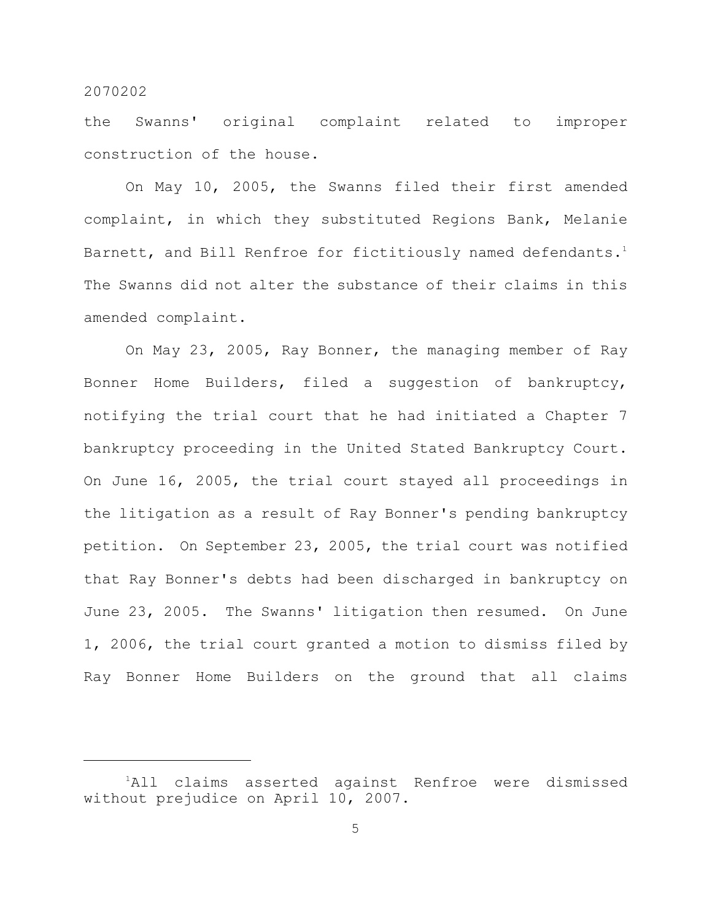the Swanns' original complaint related to improper construction of the house.

On May 10, 2005, the Swanns filed their first amended complaint, in which they substituted Regions Bank, Melanie Barnett, and Bill Renfroe for fictitiously named defendants.[1] The Swanns did not alter the substance of their claims in this amended complaint.

On May 23, 2005, Ray Bonner, the managing member of Ray Bonner Home Builders, filed a suggestion of bankruptcy, notifying the trial court that he had initiated a Chapter 7 bankruptcy proceeding in the United Stated Bankruptcy Court. On June 16, 2005, the trial court stayed all proceedings in the litigation as a result of Ray Bonner's pending bankruptcy petition. On September 23, 2005, the trial court was notified that Ray Bonner's debts had been discharged in bankruptcy on June 23, 2005. The Swanns' litigation then resumed. On June 1, 2006, the trial court granted a motion to dismiss filed by Ray Bonner Home Builders on the ground that all claims

---

[1]All claims asserted against Renfroe were dismissed without prejudice on April 10, 2007.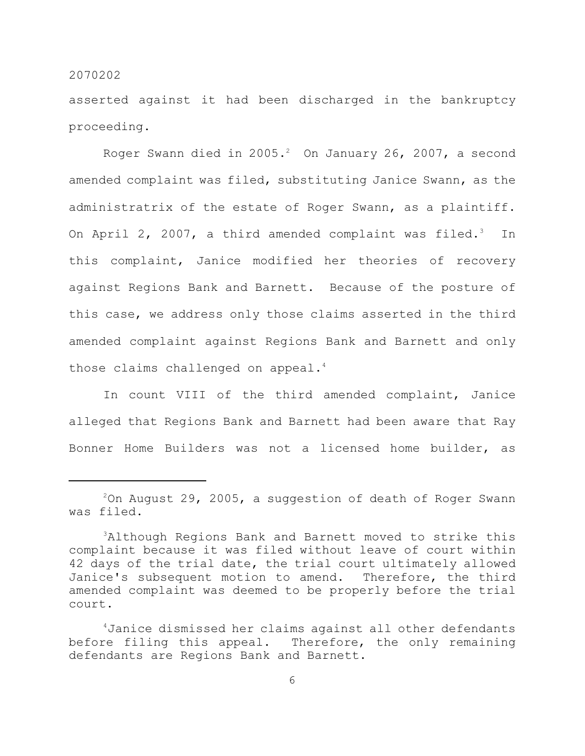asserted against it had been discharged in the bankruptcy proceeding.

Roger Swann died in 2005.[2] On January 26, 2007, a second amended complaint was filed, substituting Janice Swann, as the administratrix of the estate of Roger Swann, as a plaintiff. On April 2, 2007, a third amended complaint was filed.[3] In this complaint, Janice modified her theories of recovery against Regions Bank and Barnett. Because of the posture of this case, we address only those claims asserted in the third amended complaint against Regions Bank and Barnett and only those claims challenged on appeal.[4]

In count VIII of the third amended complaint, Janice alleged that Regions Bank and Barnett had been aware that Ray Bonner Home Builders was not a licensed home builder, as

---

[2]On August 29, 2005, a suggestion of death of Roger Swann was filed.

[3]Although Regions Bank and Barnett moved to strike this complaint because it was filed without leave of court within 42 days of the trial date, the trial court ultimately allowed Janice's subsequent motion to amend. Therefore, the third amended complaint was deemed to be properly before the trial court.

[4]Janice dismissed her claims against all other defendants before filing this appeal. Therefore, the only remaining defendants are Regions Bank and Barnett.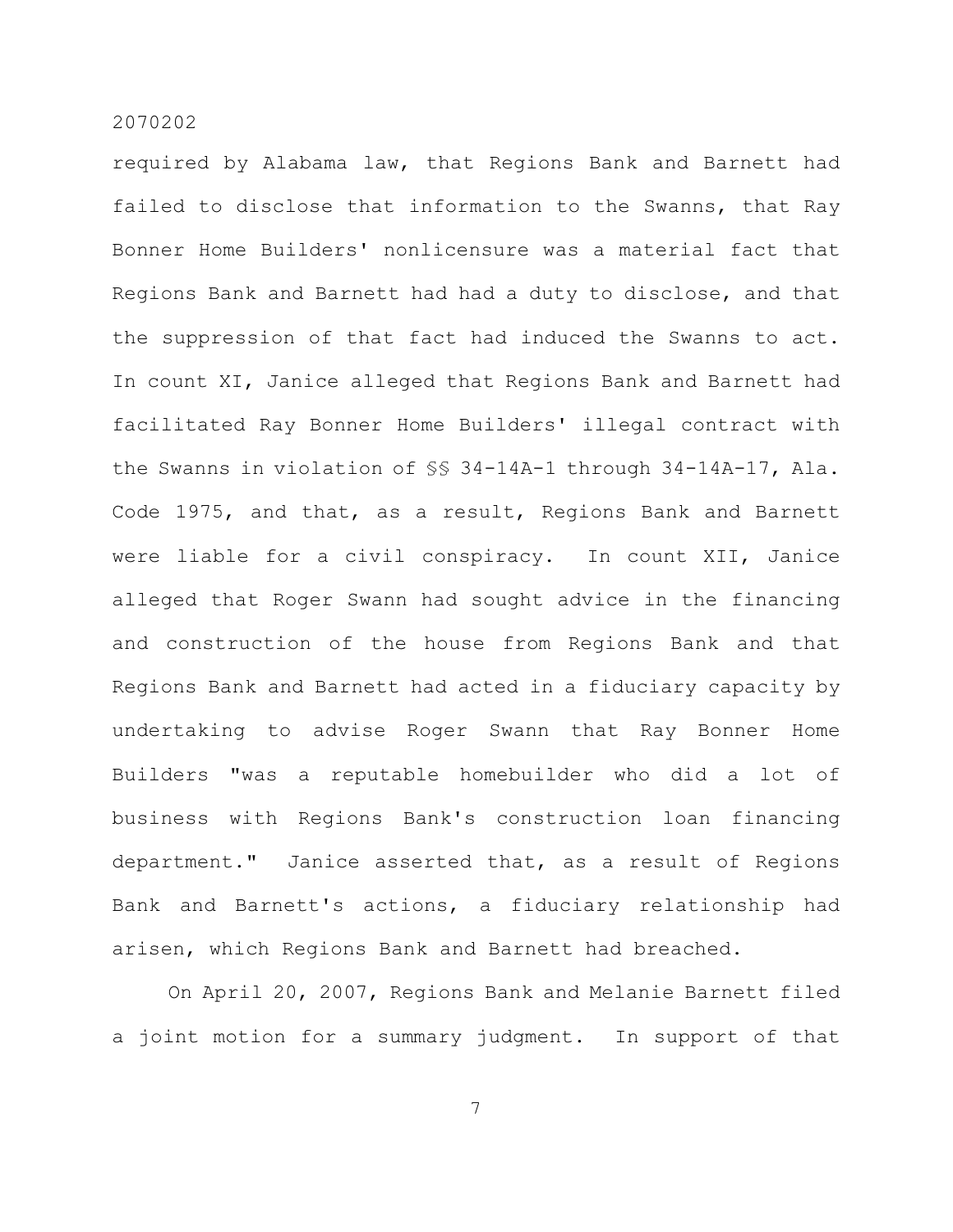required by Alabama law, that Regions Bank and Barnett had failed to disclose that information to the Swanns, that Ray Bonner Home Builders' nonlicensure was a material fact that Regions Bank and Barnett had had a duty to disclose, and that the suppression of that fact had induced the Swanns to act. In count XI, Janice alleged that Regions Bank and Barnett had facilitated Ray Bonner Home Builders' illegal contract with the Swanns in violation of §§ 34-14A-1 through 34-14A-17, Ala. Code 1975, and that, as a result, Regions Bank and Barnett were liable for a civil conspiracy. In count XII, Janice alleged that Roger Swann had sought advice in the financing and construction of the house from Regions Bank and that Regions Bank and Barnett had acted in a fiduciary capacity by undertaking to advise Roger Swann that Ray Bonner Home Builders "was a reputable homebuilder who did a lot of business with Regions Bank's construction loan financing department." Janice asserted that, as a result of Regions Bank and Barnett's actions, a fiduciary relationship had arisen, which Regions Bank and Barnett had breached.

On April 20, 2007, Regions Bank and Melanie Barnett filed a joint motion for a summary judgment. In support of that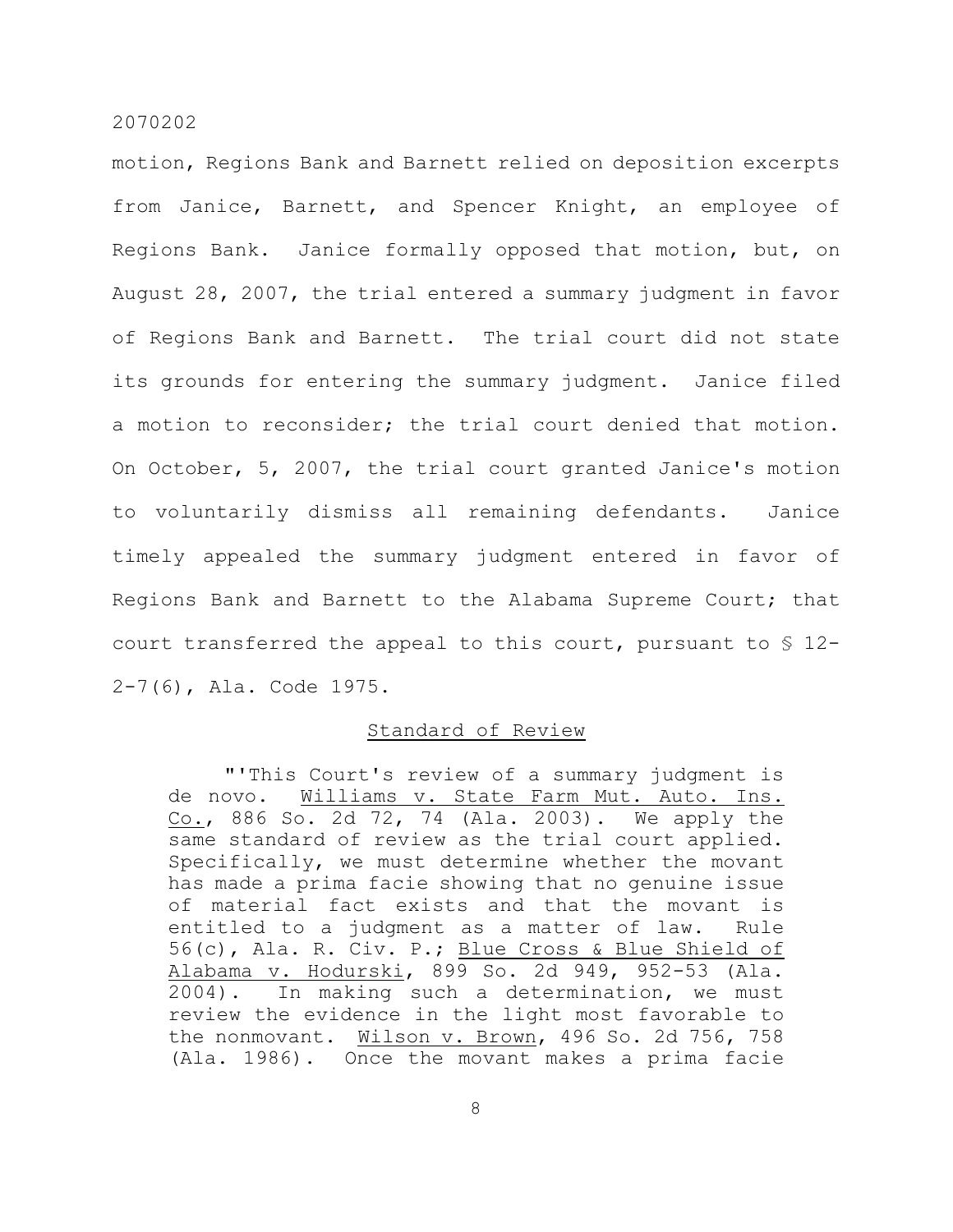motion, Regions Bank and Barnett relied on deposition excerpts from Janice, Barnett, and Spencer Knight, an employee of Regions Bank. Janice formally opposed that motion, but, on August 28, 2007, the trial entered a summary judgment in favor of Regions Bank and Barnett. The trial court did not state its grounds for entering the summary judgment. Janice filed a motion to reconsider; the trial court denied that motion. On October, 5, 2007, the trial court granted Janice's motion to voluntarily dismiss all remaining defendants. Janice timely appealed the summary judgment entered in favor of Regions Bank and Barnett to the Alabama Supreme Court; that court transferred the appeal to this court, pursuant to § 12-2-7(6), Ala. Code 1975.

## Standard of Review

> "'This Court's review of a summary judgment is de novo. Williams v. State Farm Mut. Auto. Ins. Co., 886 So. 2d 72, 74 (Ala. 2003). We apply the same standard of review as the trial court applied. Specifically, we must determine whether the movant has made a prima facie showing that no genuine issue of material fact exists and that the movant is entitled to a judgment as a matter of law. Rule 56(c), Ala. R. Civ. P.; Blue Cross & Blue Shield of Alabama v. Hodurski, 899 So. 2d 949, 952-53 (Ala. 2004). In making such a determination, we must review the evidence in the light most favorable to the nonmovant. Wilson v. Brown, 496 So. 2d 756, 758 (Ala. 1986). Once the movant makes a prima facie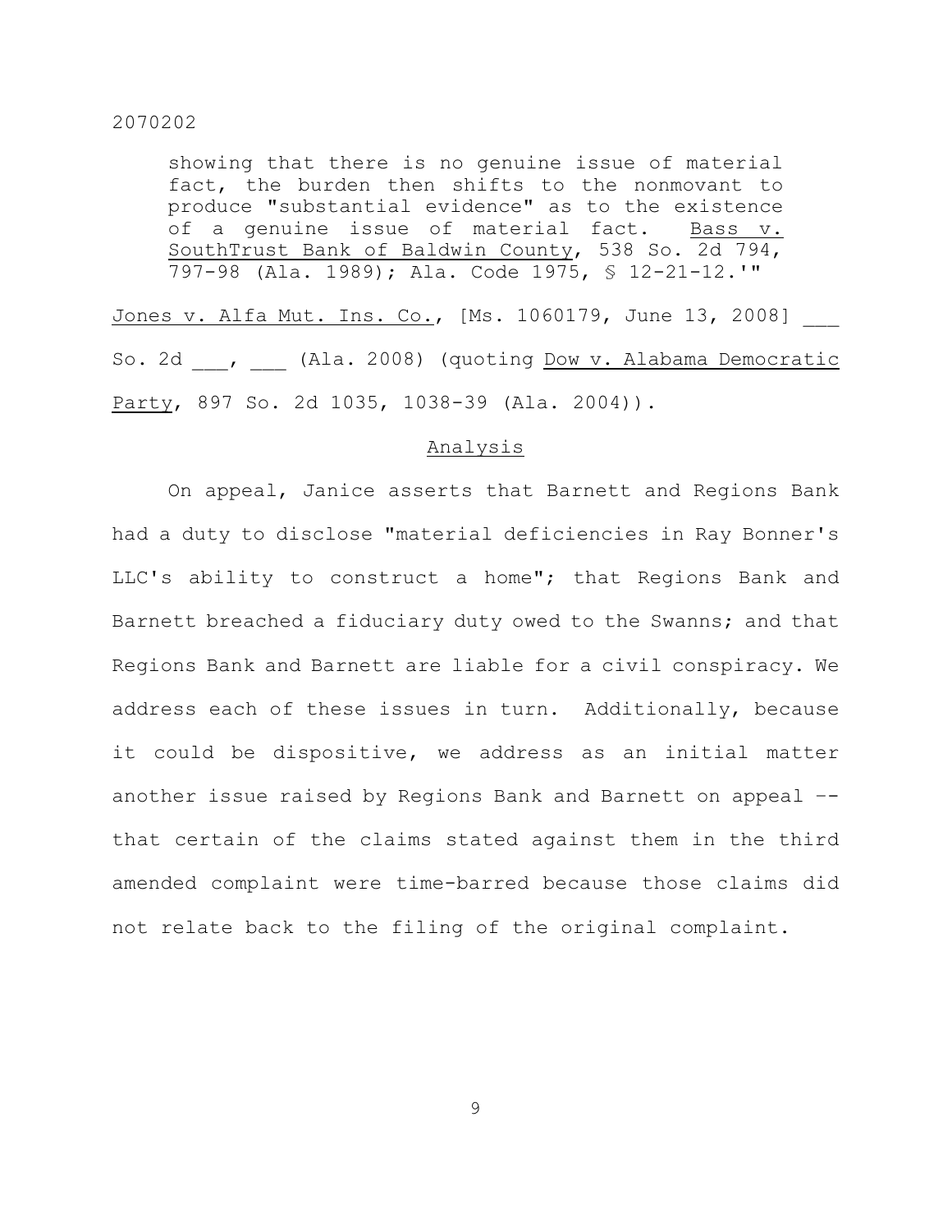> showing that there is no genuine issue of material fact, the burden then shifts to the nonmovant to produce "substantial evidence" as to the existence of a genuine issue of material fact. Bass v. SouthTrust Bank of Baldwin County, 538 So. 2d 794, 797-98 (Ala. 1989); Ala. Code 1975, § 12-21-12.'"

Jones v. Alfa Mut. Ins. Co., [Ms. 1060179, June 13, 2008] ___ So. 2d ___, ___ (Ala. 2008) (quoting Dow v. Alabama Democratic Party, 897 So. 2d 1035, 1038-39 (Ala. 2004)).

## Analysis

On appeal, Janice asserts that Barnett and Regions Bank had a duty to disclose "material deficiencies in Ray Bonner's LLC's ability to construct a home"; that Regions Bank and Barnett breached a fiduciary duty owed to the Swanns; and that Regions Bank and Barnett are liable for a civil conspiracy. We address each of these issues in turn. Additionally, because it could be dispositive, we address as an initial matter another issue raised by Regions Bank and Barnett on appeal -- that certain of the claims stated against them in the third amended complaint were time-barred because those claims did not relate back to the filing of the original complaint.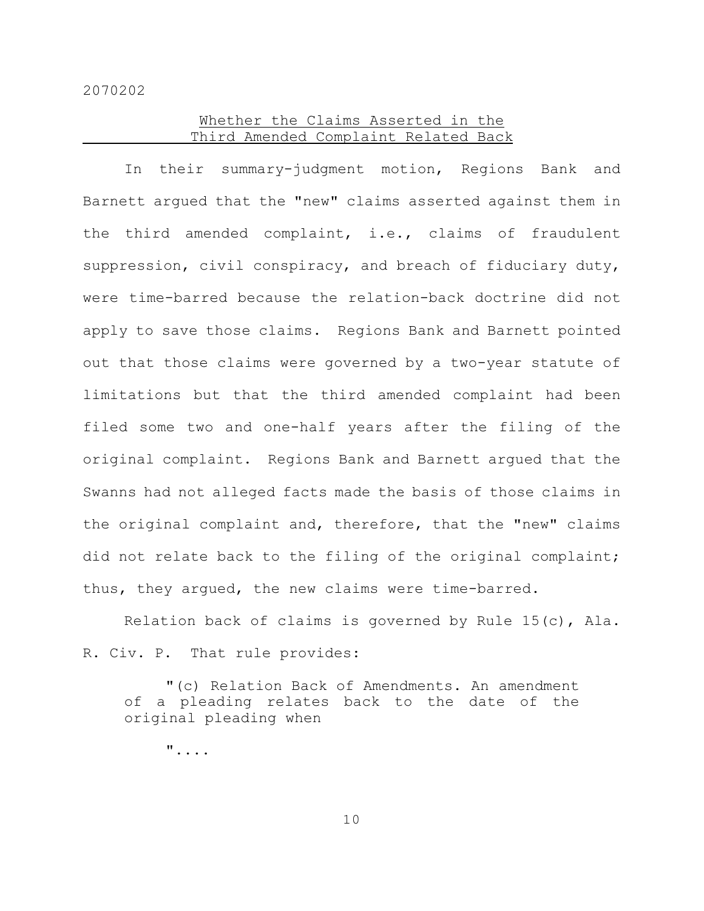## Whether the Claims Asserted in the Third Amended Complaint Related Back

In their summary-judgment motion, Regions Bank and Barnett argued that the "new" claims asserted against them in the third amended complaint, i.e., claims of fraudulent suppression, civil conspiracy, and breach of fiduciary duty, were time-barred because the relation-back doctrine did not apply to save those claims. Regions Bank and Barnett pointed out that those claims were governed by a two-year statute of limitations but that the third amended complaint had been filed some two and one-half years after the filing of the original complaint. Regions Bank and Barnett argued that the Swanns had not alleged facts made the basis of those claims in the original complaint and, therefore, that the "new" claims did not relate back to the filing of the original complaint; thus, they argued, the new claims were time-barred.

Relation back of claims is governed by Rule 15(c), Ala. R. Civ. P. That rule provides:

> "(c) Relation Back of Amendments. An amendment of a pleading relates back to the date of the original pleading when
>
> "....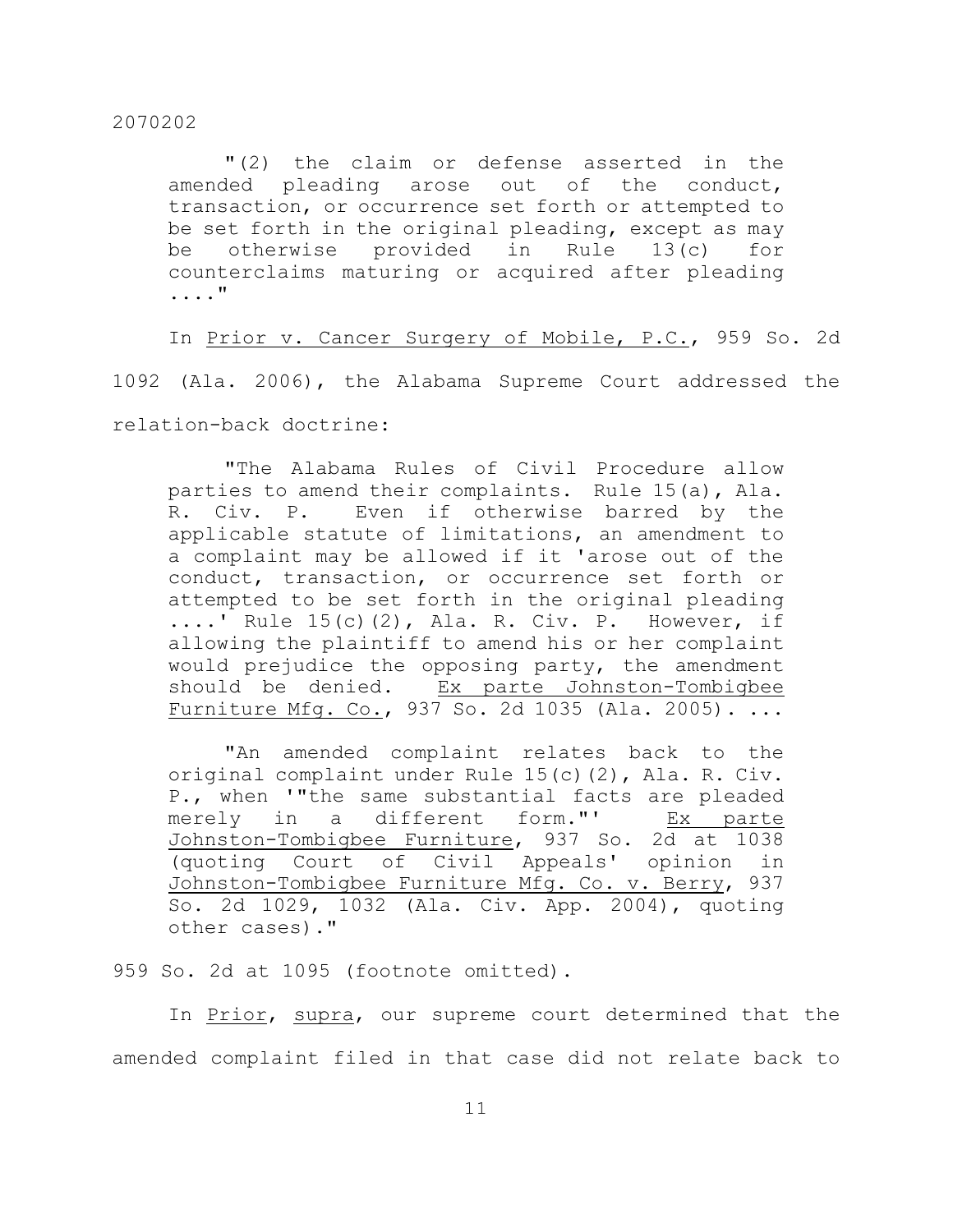> "(2) the claim or defense asserted in the amended pleading arose out of the conduct, transaction, or occurrence set forth or attempted to be set forth in the original pleading, except as may be otherwise provided in Rule 13(c) for counterclaims maturing or acquired after pleading ...."

In Prior v. Cancer Surgery of Mobile, P.C., 959 So. 2d 1092 (Ala. 2006), the Alabama Supreme Court addressed the relation-back doctrine:

> "The Alabama Rules of Civil Procedure allow parties to amend their complaints. Rule 15(a), Ala. R. Civ. P. Even if otherwise barred by the applicable statute of limitations, an amendment to a complaint may be allowed if it 'arose out of the conduct, transaction, or occurrence set forth or attempted to be set forth in the original pleading ....' Rule 15(c)(2), Ala. R. Civ. P. However, if allowing the plaintiff to amend his or her complaint would prejudice the opposing party, the amendment should be denied. Ex parte Johnston-Tombigbee Furniture Mfg. Co., 937 So. 2d 1035 (Ala. 2005). ...
>
> "An amended complaint relates back to the original complaint under Rule 15(c)(2), Ala. R. Civ. P., when '"the same substantial facts are pleaded merely in a different form."' Ex parte Johnston-Tombigbee Furniture, 937 So. 2d at 1038 (quoting Court of Civil Appeals' opinion in Johnston-Tombigbee Furniture Mfg. Co. v. Berry, 937 So. 2d 1029, 1032 (Ala. Civ. App. 2004), quoting other cases)."

959 So. 2d at 1095 (footnote omitted).

In Prior, supra, our supreme court determined that the amended complaint filed in that case did not relate back to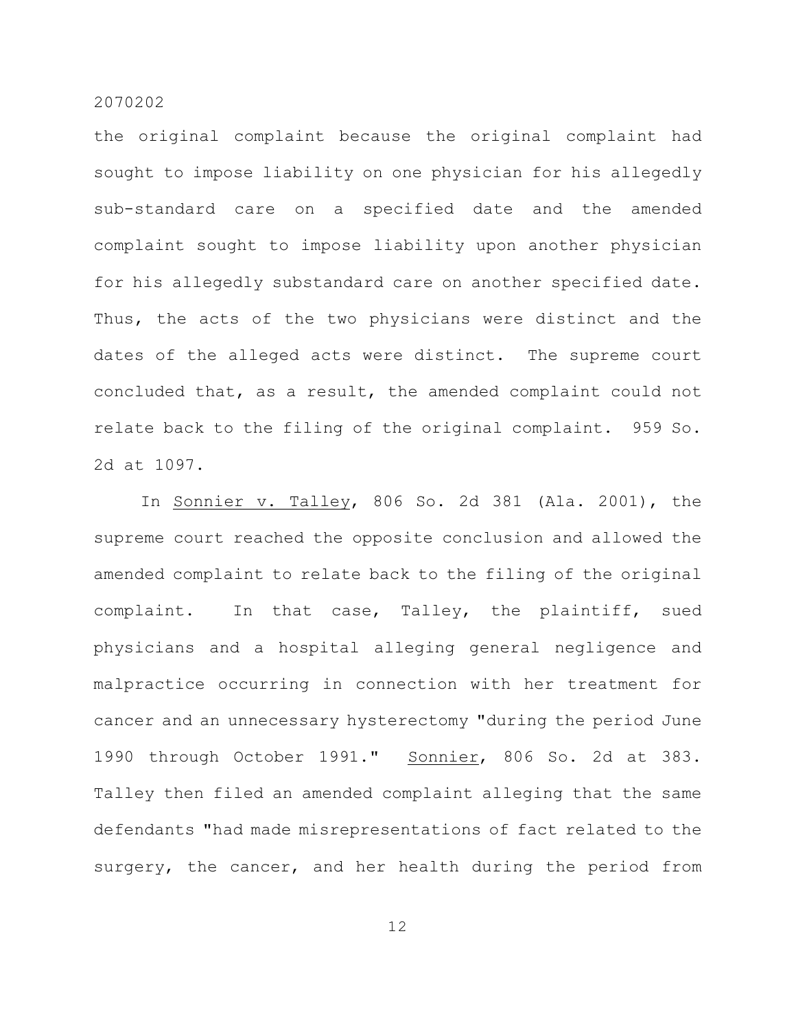the original complaint because the original complaint had sought to impose liability on one physician for his allegedly sub-standard care on a specified date and the amended complaint sought to impose liability upon another physician for his allegedly substandard care on another specified date. Thus, the acts of the two physicians were distinct and the dates of the alleged acts were distinct. The supreme court concluded that, as a result, the amended complaint could not relate back to the filing of the original complaint. 959 So. 2d at 1097.

In Sonnier v. Talley, 806 So. 2d 381 (Ala. 2001), the supreme court reached the opposite conclusion and allowed the amended complaint to relate back to the filing of the original complaint. In that case, Talley, the plaintiff, sued physicians and a hospital alleging general negligence and malpractice occurring in connection with her treatment for cancer and an unnecessary hysterectomy "during the period June 1990 through October 1991." Sonnier, 806 So. 2d at 383. Talley then filed an amended complaint alleging that the same defendants "had made misrepresentations of fact related to the surgery, the cancer, and her health during the period from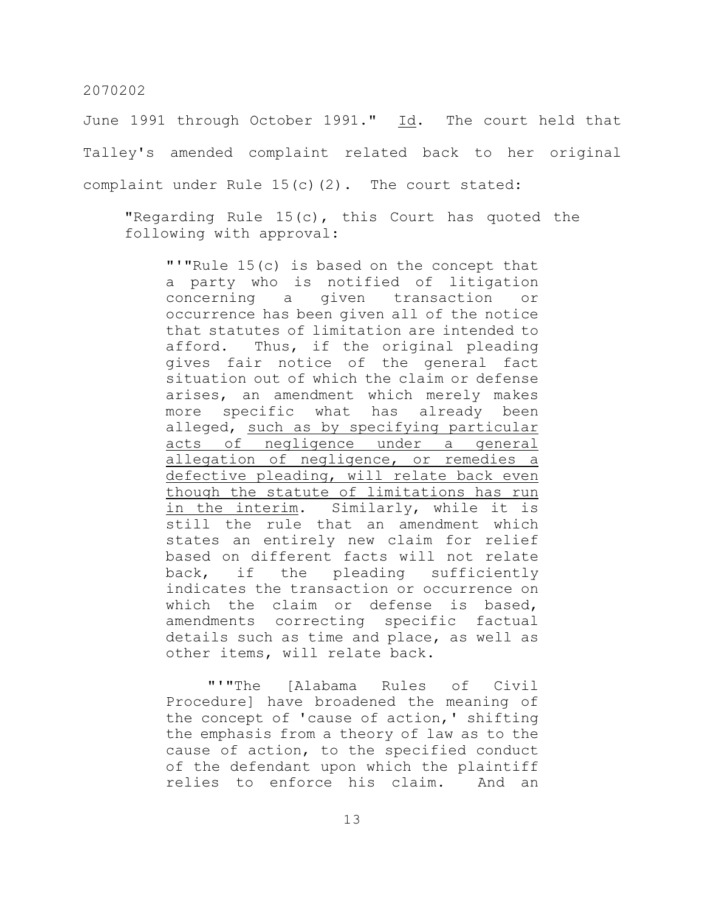June 1991 through October 1991." Id. The court held that Talley's amended complaint related back to her original complaint under Rule 15(c)(2). The court stated:

> "Regarding Rule 15(c), this Court has quoted the following with approval:
>
> > "'"Rule 15(c) is based on the concept that a party who is notified of litigation concerning a given transaction or occurrence has been given all of the notice that statutes of limitation are intended to afford. Thus, if the original pleading gives fair notice of the general fact situation out of which the claim or defense arises, an amendment which merely makes more specific what has already been alleged, <u>such as by specifying particular acts of negligence under a general allegation of negligence, or remedies a defective pleading, will relate back even though the statute of limitations has run in the interim</u>. Similarly, while it is still the rule that an amendment which states an entirely new claim for relief based on different facts will not relate back, if the pleading sufficiently indicates the transaction or occurrence on which the claim or defense is based, amendments correcting specific factual details such as time and place, as well as other items, will relate back.
> >
> > "'"The [Alabama Rules of Civil Procedure] have broadened the meaning of the concept of 'cause of action,' shifting the emphasis from a theory of law as to the cause of action, to the specified conduct of the defendant upon which the plaintiff relies to enforce his claim. And an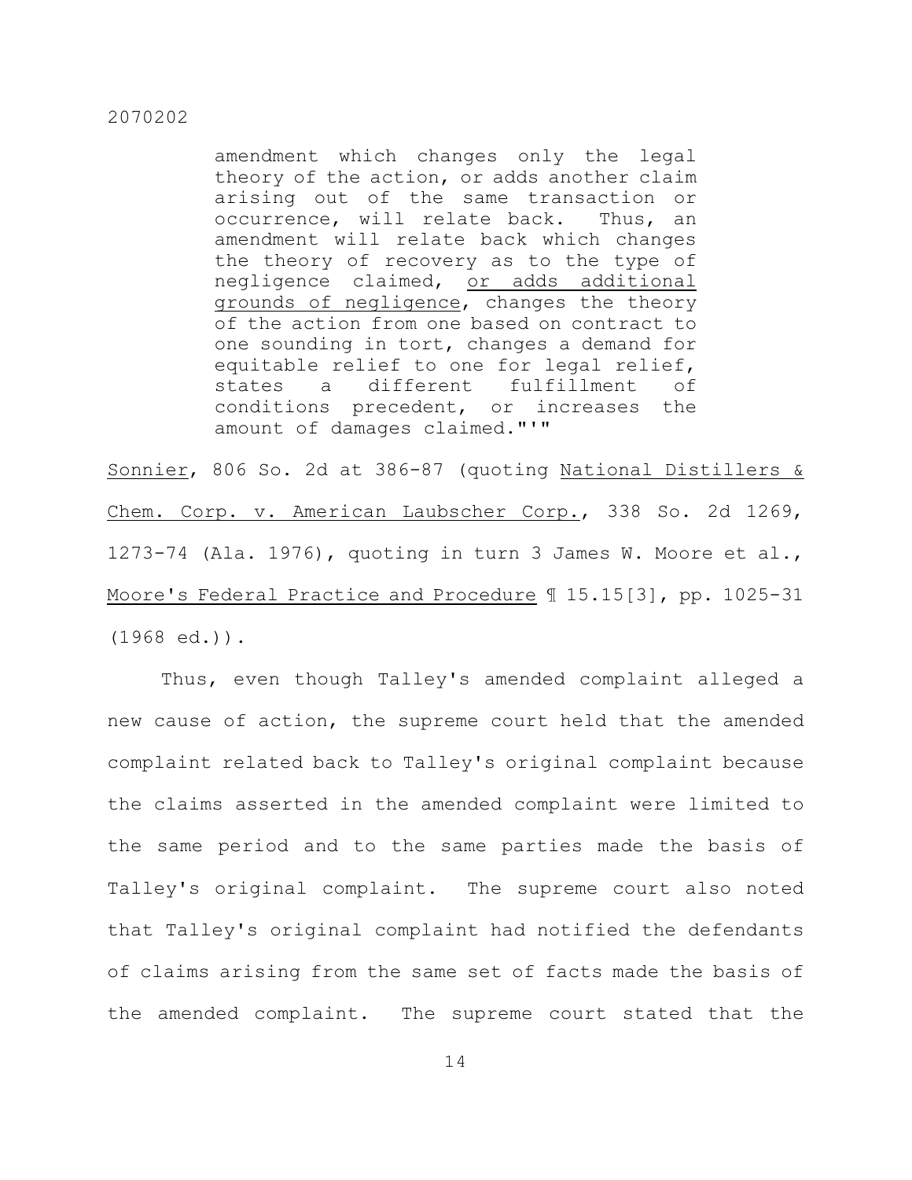> amendment which changes only the legal theory of the action, or adds another claim arising out of the same transaction or occurrence, will relate back. Thus, an amendment will relate back which changes the theory of recovery as to the type of negligence claimed, <u>or adds additional grounds of negligence</u>, changes the theory of the action from one based on contract to one sounding in tort, changes a demand for equitable relief to one for legal relief, states a different fulfillment of conditions precedent, or increases the amount of damages claimed."'"

<u>Sonnier</u>, 806 So. 2d at 386-87 (quoting <u>National Distillers & Chem. Corp. v. American Laubscher Corp.</u>, 338 So. 2d 1269, 1273-74 (Ala. 1976), quoting in turn 3 James W. Moore et al., <u>Moore's Federal Practice and Procedure</u> ¶ 15.15[3], pp. 1025-31 (1968 ed.)).

Thus, even though Talley's amended complaint alleged a new cause of action, the supreme court held that the amended complaint related back to Talley's original complaint because the claims asserted in the amended complaint were limited to the same period and to the same parties made the basis of Talley's original complaint. The supreme court also noted that Talley's original complaint had notified the defendants of claims arising from the same set of facts made the basis of the amended complaint. The supreme court stated that the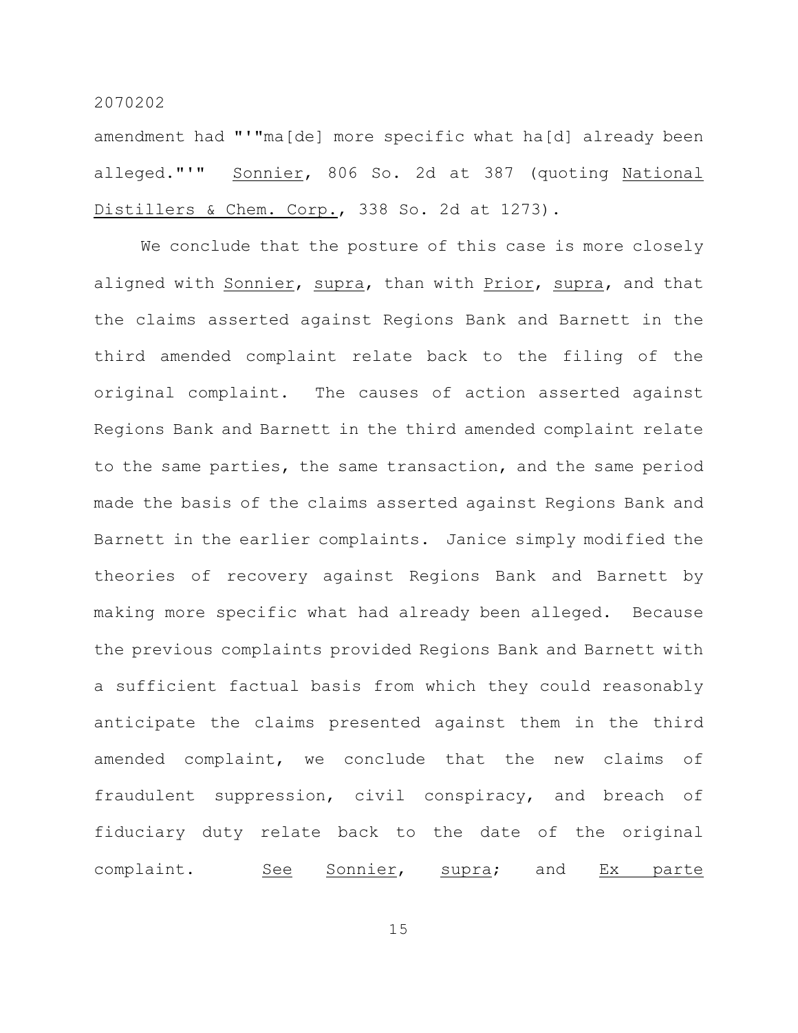amendment had "'"ma[de] more specific what ha[d] already been alleged."'" Sonnier, 806 So. 2d at 387 (quoting National Distillers & Chem. Corp., 338 So. 2d at 1273).

We conclude that the posture of this case is more closely aligned with Sonnier, supra, than with Prior, supra, and that the claims asserted against Regions Bank and Barnett in the third amended complaint relate back to the filing of the original complaint. The causes of action asserted against Regions Bank and Barnett in the third amended complaint relate to the same parties, the same transaction, and the same period made the basis of the claims asserted against Regions Bank and Barnett in the earlier complaints. Janice simply modified the theories of recovery against Regions Bank and Barnett by making more specific what had already been alleged. Because the previous complaints provided Regions Bank and Barnett with a sufficient factual basis from which they could reasonably anticipate the claims presented against them in the third amended complaint, we conclude that the new claims of fraudulent suppression, civil conspiracy, and breach of fiduciary duty relate back to the date of the original complaint. See Sonnier, supra; and Ex parte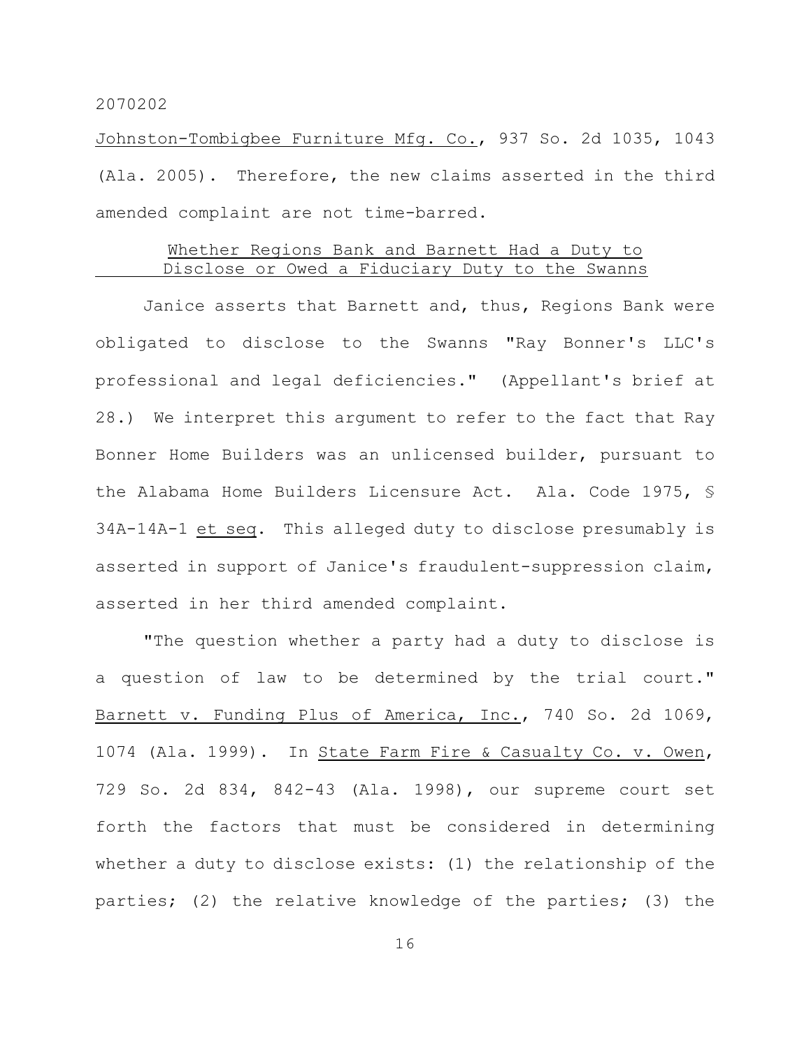Johnston-Tombigbee Furniture Mfg. Co., 937 So. 2d 1035, 1043 (Ala. 2005). Therefore, the new claims asserted in the third amended complaint are not time-barred.

## Whether Regions Bank and Barnett Had a Duty to Disclose or Owed a Fiduciary Duty to the Swanns

Janice asserts that Barnett and, thus, Regions Bank were obligated to disclose to the Swanns "Ray Bonner's LLC's professional and legal deficiencies." (Appellant's brief at 28.) We interpret this argument to refer to the fact that Ray Bonner Home Builders was an unlicensed builder, pursuant to the Alabama Home Builders Licensure Act. Ala. Code 1975, § 34A-14A-1 et seq. This alleged duty to disclose presumably is asserted in support of Janice's fraudulent-suppression claim, asserted in her third amended complaint.

"The question whether a party had a duty to disclose is a question of law to be determined by the trial court." Barnett v. Funding Plus of America, Inc., 740 So. 2d 1069, 1074 (Ala. 1999). In State Farm Fire & Casualty Co. v. Owen, 729 So. 2d 834, 842-43 (Ala. 1998), our supreme court set forth the factors that must be considered in determining whether a duty to disclose exists: (1) the relationship of the parties; (2) the relative knowledge of the parties; (3) the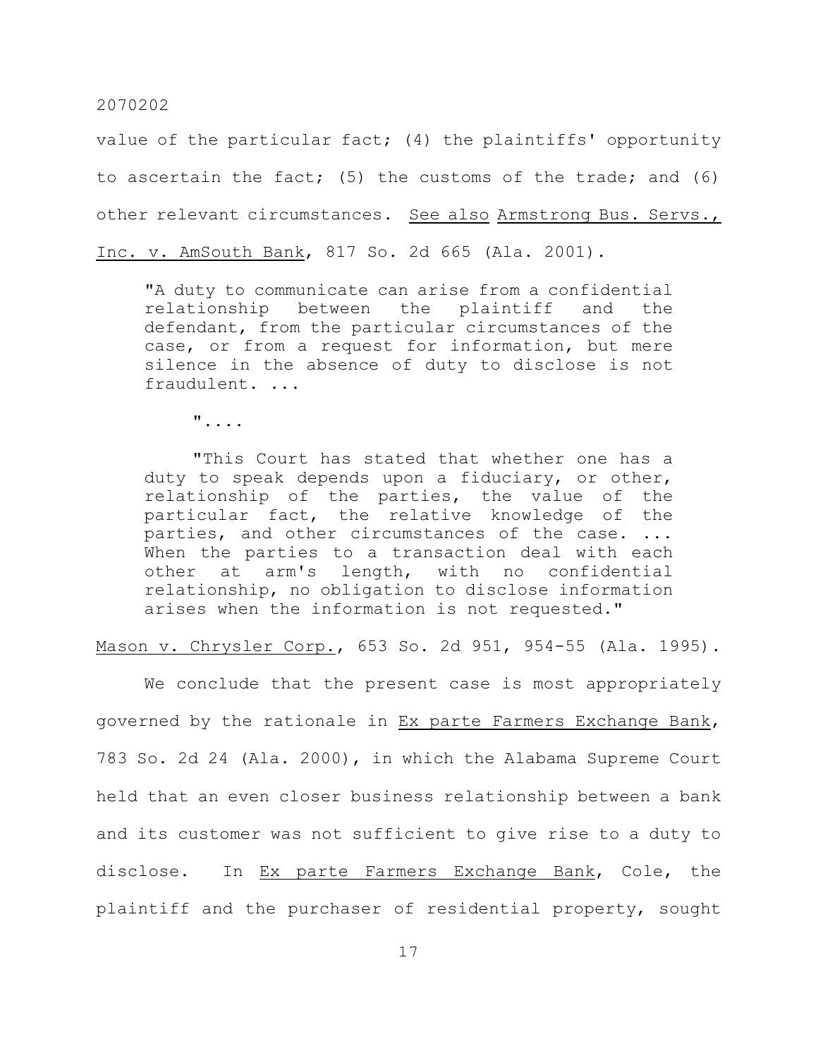value of the particular fact; (4) the plaintiffs' opportunity to ascertain the fact; (5) the customs of the trade; and (6) other relevant circumstances. See also Armstrong Bus. Servs., Inc. v. AmSouth Bank, 817 So. 2d 665 (Ala. 2001).

> "A duty to communicate can arise from a confidential relationship between the plaintiff and the defendant, from the particular circumstances of the case, or from a request for information, but mere silence in the absence of duty to disclose is not fraudulent. ...
>
> "....
>
> "This Court has stated that whether one has a duty to speak depends upon a fiduciary, or other, relationship of the parties, the value of the particular fact, the relative knowledge of the parties, and other circumstances of the case. ... When the parties to a transaction deal with each other at arm's length, with no confidential relationship, no obligation to disclose information arises when the information is not requested."

Mason v. Chrysler Corp., 653 So. 2d 951, 954-55 (Ala. 1995).

We conclude that the present case is most appropriately governed by the rationale in Ex parte Farmers Exchange Bank, 783 So. 2d 24 (Ala. 2000), in which the Alabama Supreme Court held that an even closer business relationship between a bank and its customer was not sufficient to give rise to a duty to disclose. In Ex parte Farmers Exchange Bank, Cole, the plaintiff and the purchaser of residential property, sought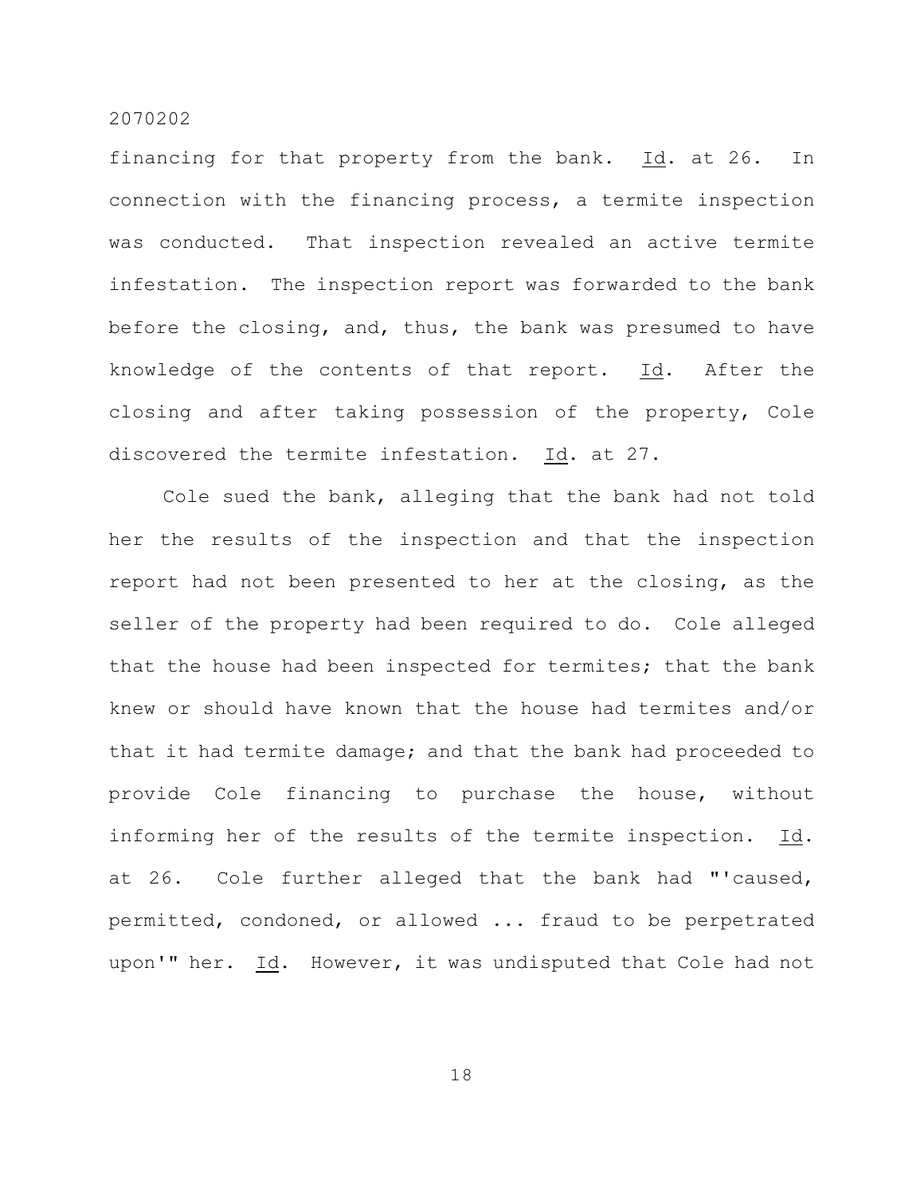financing for that property from the bank. Id. at 26. In connection with the financing process, a termite inspection was conducted. That inspection revealed an active termite infestation. The inspection report was forwarded to the bank before the closing, and, thus, the bank was presumed to have knowledge of the contents of that report. Id. After the closing and after taking possession of the property, Cole discovered the termite infestation. Id. at 27.

Cole sued the bank, alleging that the bank had not told her the results of the inspection and that the inspection report had not been presented to her at the closing, as the seller of the property had been required to do. Cole alleged that the house had been inspected for termites; that the bank knew or should have known that the house had termites and/or that it had termite damage; and that the bank had proceeded to provide Cole financing to purchase the house, without informing her of the results of the termite inspection. Id. at 26. Cole further alleged that the bank had "'caused, permitted, condoned, or allowed ... fraud to be perpetrated upon'" her. Id. However, it was undisputed that Cole had not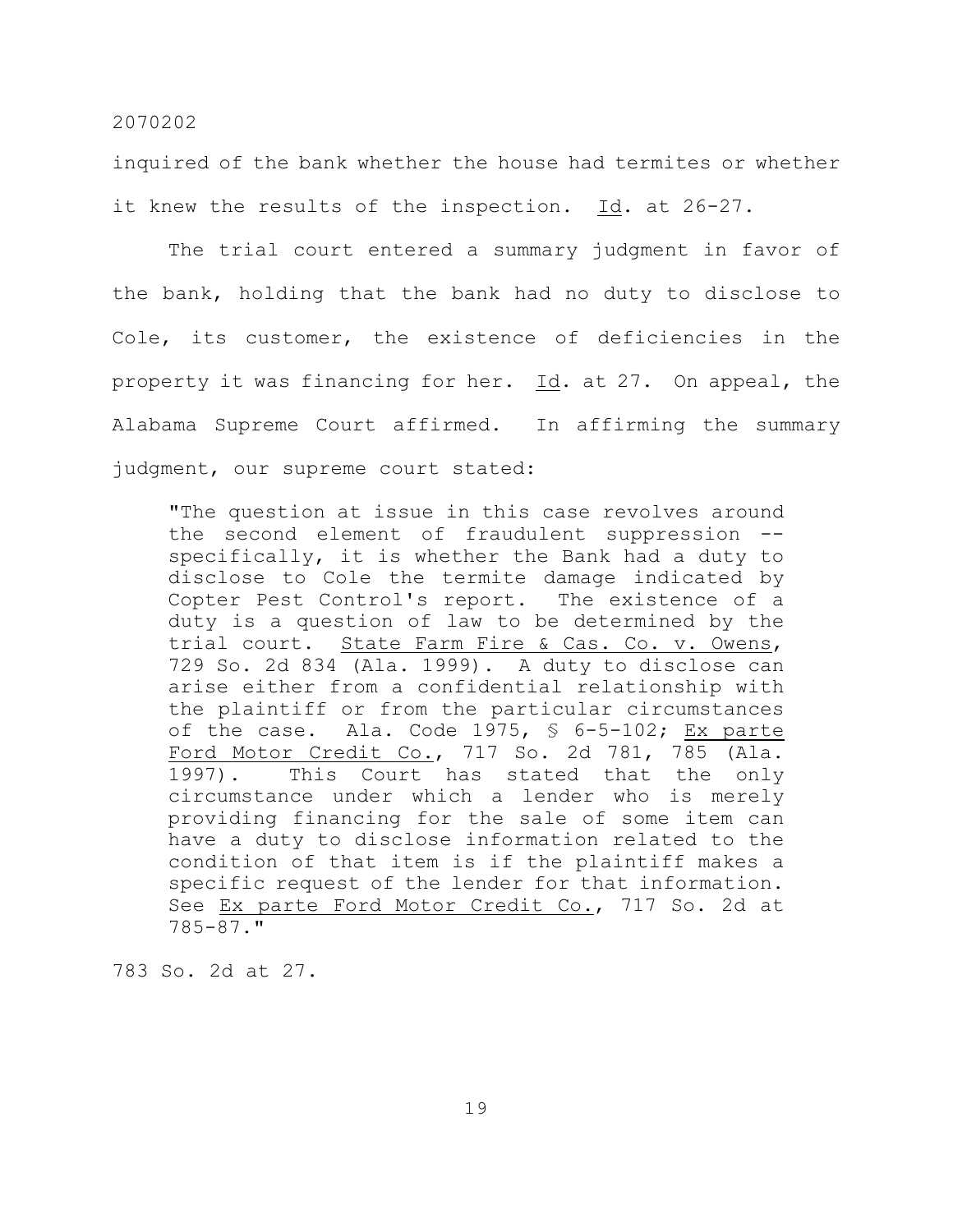inquired of the bank whether the house had termites or whether it knew the results of the inspection. _Id_. at 26-27.

The trial court entered a summary judgment in favor of the bank, holding that the bank had no duty to disclose to Cole, its customer, the existence of deficiencies in the property it was financing for her. _Id_. at 27. On appeal, the Alabama Supreme Court affirmed. In affirming the summary judgment, our supreme court stated:

> "The question at issue in this case revolves around the second element of fraudulent suppression -- specifically, it is whether the Bank had a duty to disclose to Cole the termite damage indicated by Copter Pest Control's report. The existence of a duty is a question of law to be determined by the trial court. _State Farm Fire & Cas. Co. v. Owens_, 729 So. 2d 834 (Ala. 1999). A duty to disclose can arise either from a confidential relationship with the plaintiff or from the particular circumstances of the case. Ala. Code 1975, § 6-5-102; _Ex parte Ford Motor Credit Co._, 717 So. 2d 781, 785 (Ala. 1997). This Court has stated that the only circumstance under which a lender who is merely providing financing for the sale of some item can have a duty to disclose information related to the condition of that item is if the plaintiff makes a specific request of the lender for that information. See _Ex parte Ford Motor Credit Co._, 717 So. 2d at 785-87."

783 So. 2d at 27.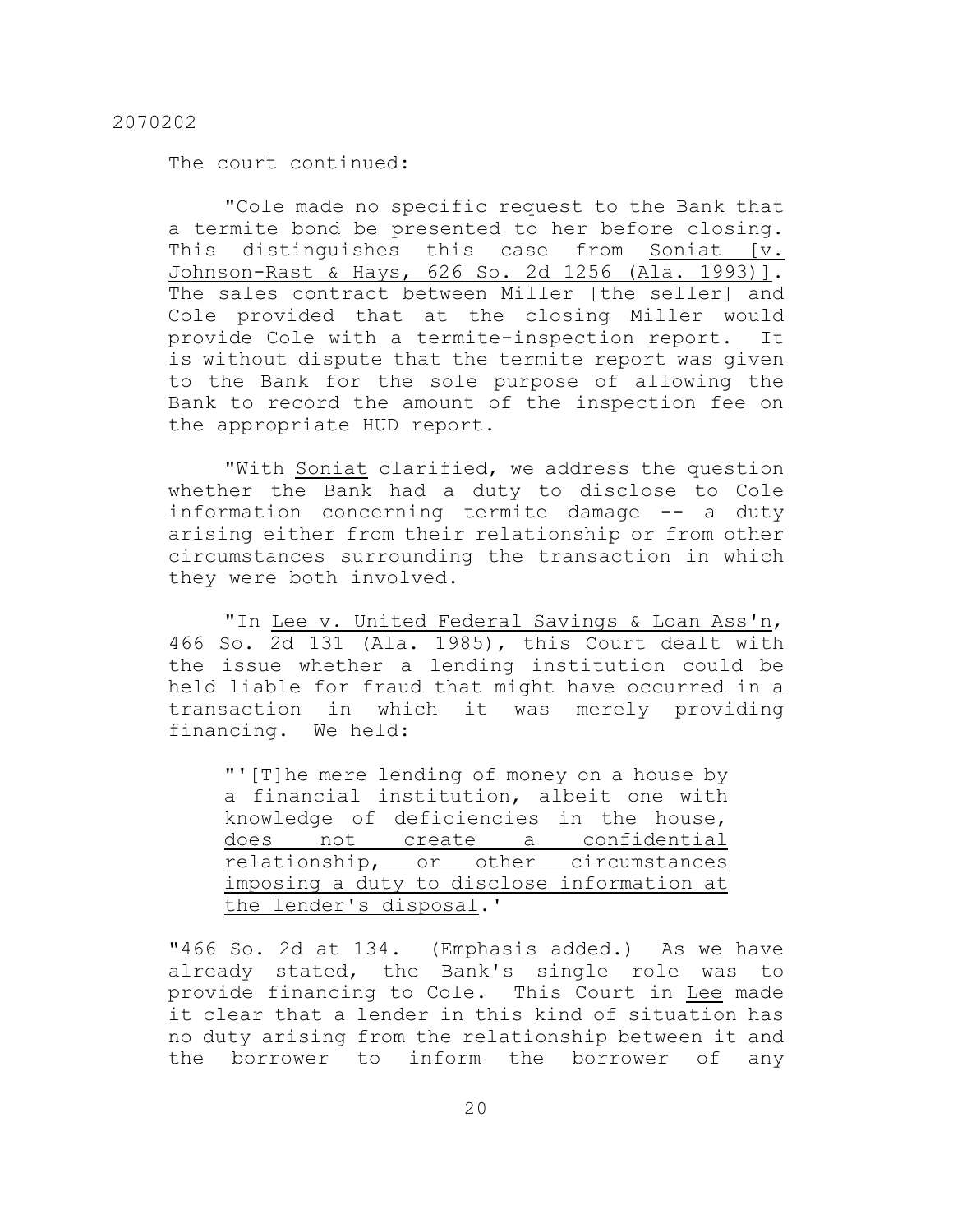The court continued:

"Cole made no specific request to the Bank that a termite bond be presented to her before closing. This distinguishes this case from Soniat [v. Johnson-Rast & Hays, 626 So. 2d 1256 (Ala. 1993)]. The sales contract between Miller [the seller] and Cole provided that at the closing Miller would provide Cole with a termite-inspection report. It is without dispute that the termite report was given to the Bank for the sole purpose of allowing the Bank to record the amount of the inspection fee on the appropriate HUD report.

"With Soniat clarified, we address the question whether the Bank had a duty to disclose to Cole information concerning termite damage -- a duty arising either from their relationship or from other circumstances surrounding the transaction in which they were both involved.

"In Lee v. United Federal Savings & Loan Ass'n, 466 So. 2d 131 (Ala. 1985), this Court dealt with the issue whether a lending institution could be held liable for fraud that might have occurred in a transaction in which it was merely providing financing. We held:

> "'[T]he mere lending of money on a house by a financial institution, albeit one with knowledge of deficiencies in the house, does not create a confidential relationship, or other circumstances imposing a duty to disclose information at the lender's disposal.'

"466 So. 2d at 134. (Emphasis added.) As we have already stated, the Bank's single role was to provide financing to Cole. This Court in Lee made it clear that a lender in this kind of situation has no duty arising from the relationship between it and the borrower to inform the borrower of any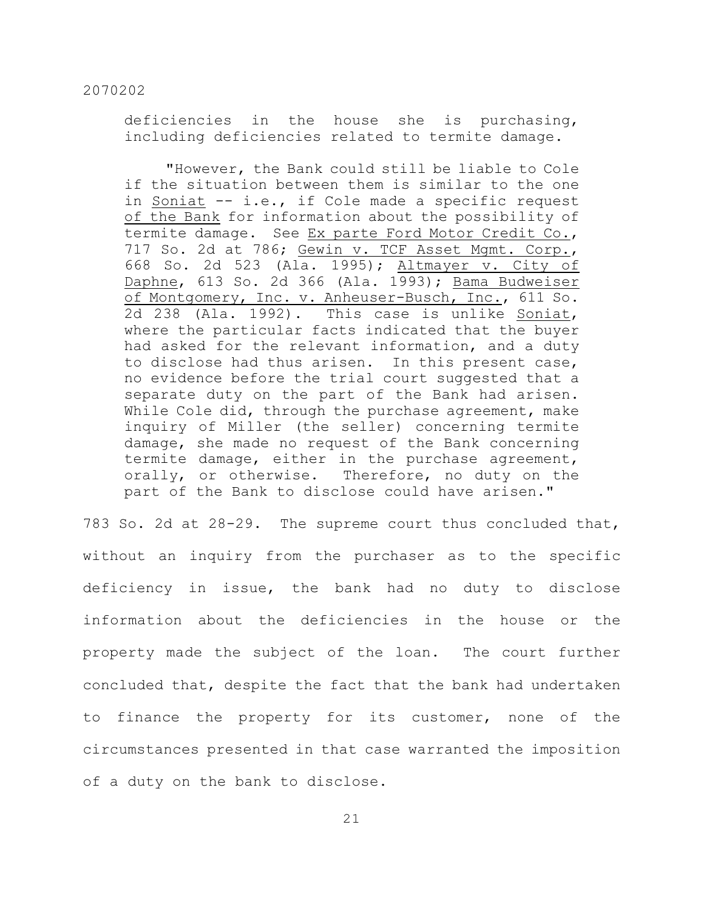deficiencies in the house she is purchasing, including deficiencies related to termite damage.

> "However, the Bank could still be liable to Cole if the situation between them is similar to the one in Soniat -- i.e., if Cole made a specific request of the Bank for information about the possibility of termite damage. See Ex parte Ford Motor Credit Co., 717 So. 2d at 786; Gewin v. TCF Asset Mgmt. Corp., 668 So. 2d 523 (Ala. 1995); Altmayer v. City of Daphne, 613 So. 2d 366 (Ala. 1993); Bama Budweiser of Montgomery, Inc. v. Anheuser-Busch, Inc., 611 So. 2d 238 (Ala. 1992). This case is unlike Soniat, where the particular facts indicated that the buyer had asked for the relevant information, and a duty to disclose had thus arisen. In this present case, no evidence before the trial court suggested that a separate duty on the part of the Bank had arisen. While Cole did, through the purchase agreement, make inquiry of Miller (the seller) concerning termite damage, she made no request of the Bank concerning termite damage, either in the purchase agreement, orally, or otherwise. Therefore, no duty on the part of the Bank to disclose could have arisen."

783 So. 2d at 28-29. The supreme court thus concluded that, without an inquiry from the purchaser as to the specific deficiency in issue, the bank had no duty to disclose information about the deficiencies in the house or the property made the subject of the loan. The court further concluded that, despite the fact that the bank had undertaken to finance the property for its customer, none of the circumstances presented in that case warranted the imposition of a duty on the bank to disclose.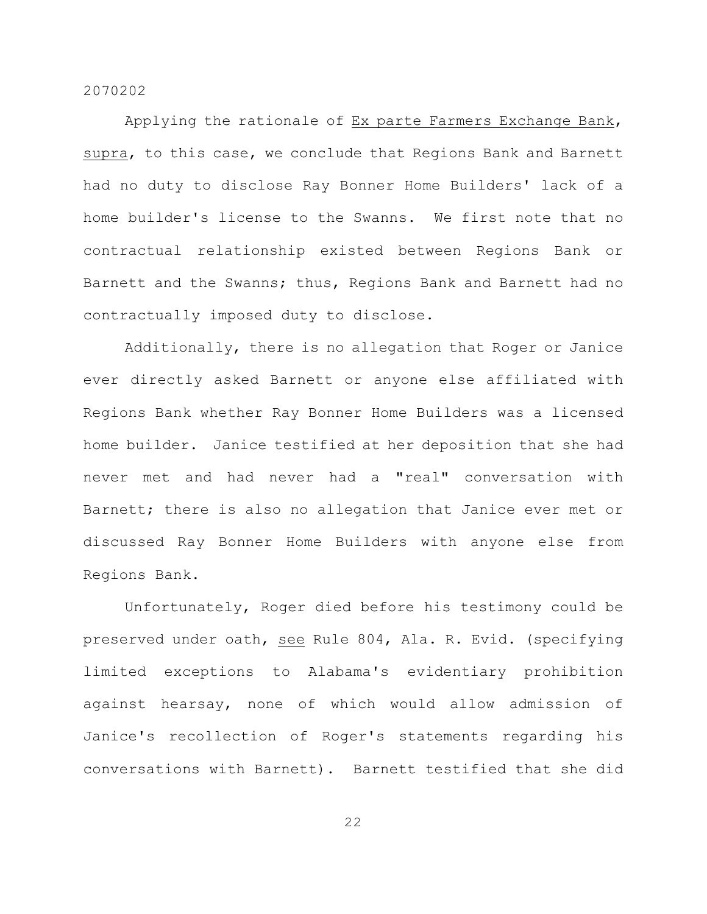Applying the rationale of Ex parte Farmers Exchange Bank, supra, to this case, we conclude that Regions Bank and Barnett had no duty to disclose Ray Bonner Home Builders' lack of a home builder's license to the Swanns. We first note that no contractual relationship existed between Regions Bank or Barnett and the Swanns; thus, Regions Bank and Barnett had no contractually imposed duty to disclose.

Additionally, there is no allegation that Roger or Janice ever directly asked Barnett or anyone else affiliated with Regions Bank whether Ray Bonner Home Builders was a licensed home builder. Janice testified at her deposition that she had never met and had never had a "real" conversation with Barnett; there is also no allegation that Janice ever met or discussed Ray Bonner Home Builders with anyone else from Regions Bank.

Unfortunately, Roger died before his testimony could be preserved under oath, see Rule 804, Ala. R. Evid. (specifying limited exceptions to Alabama's evidentiary prohibition against hearsay, none of which would allow admission of Janice's recollection of Roger's statements regarding his conversations with Barnett). Barnett testified that she did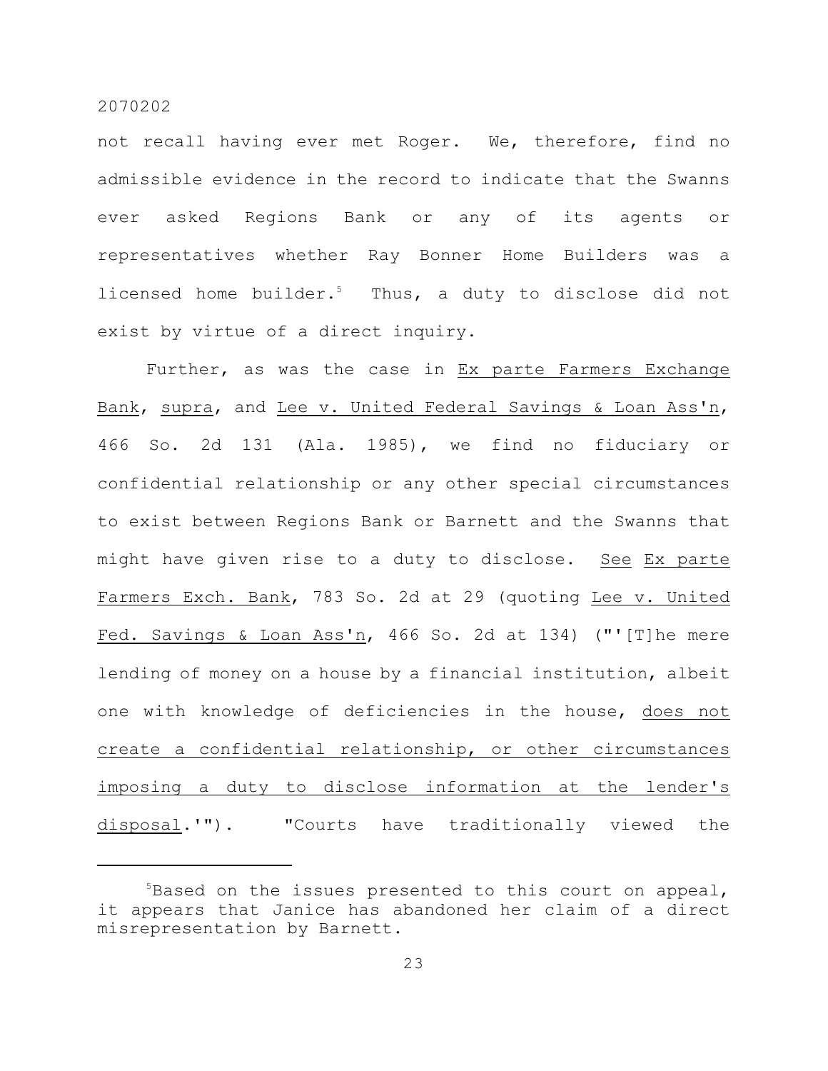not recall having ever met Roger. We, therefore, find no admissible evidence in the record to indicate that the Swanns ever asked Regions Bank or any of its agents or representatives whether Ray Bonner Home Builders was a licensed home builder.[5] Thus, a duty to disclose did not exist by virtue of a direct inquiry.

Further, as was the case in Ex parte Farmers Exchange Bank, supra, and Lee v. United Federal Savings & Loan Ass'n, 466 So. 2d 131 (Ala. 1985), we find no fiduciary or confidential relationship or any other special circumstances to exist between Regions Bank or Barnett and the Swanns that might have given rise to a duty to disclose. See Ex parte Farmers Exch. Bank, 783 So. 2d at 29 (quoting Lee v. United Fed. Savings & Loan Ass'n, 466 So. 2d at 134) ("'[T]he mere lending of money on a house by a financial institution, albeit one with knowledge of deficiencies in the house, does not create a confidential relationship, or other circumstances imposing a duty to disclose information at the lender's disposal.'"). "Courts have traditionally viewed the

---

[5]Based on the issues presented to this court on appeal, it appears that Janice has abandoned her claim of a direct misrepresentation by Barnett.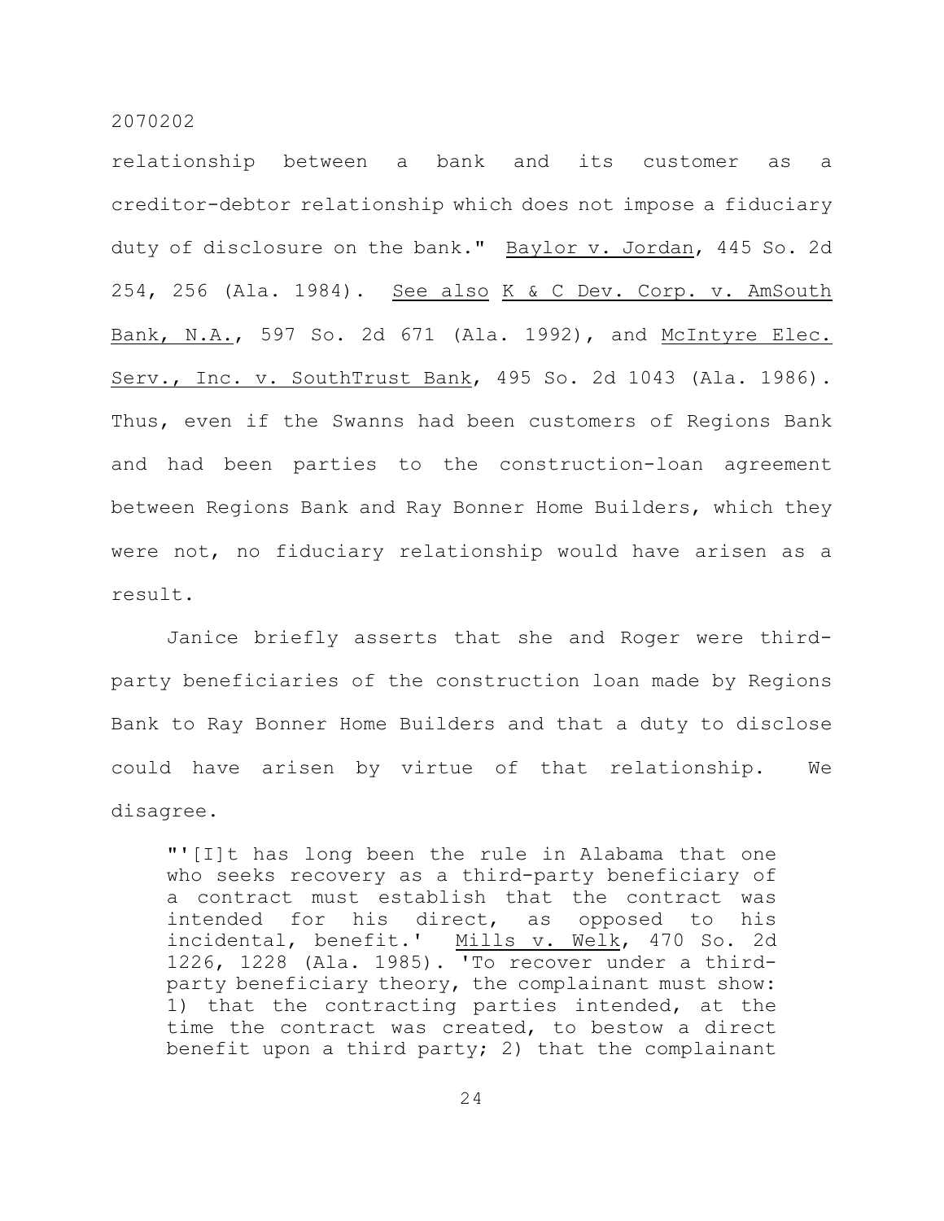relationship between a bank and its customer as a creditor-debtor relationship which does not impose a fiduciary duty of disclosure on the bank." Baylor v. Jordan, 445 So. 2d 254, 256 (Ala. 1984). See also K & C Dev. Corp. v. AmSouth Bank, N.A., 597 So. 2d 671 (Ala. 1992), and McIntyre Elec. Serv., Inc. v. SouthTrust Bank, 495 So. 2d 1043 (Ala. 1986). Thus, even if the Swanns had been customers of Regions Bank and had been parties to the construction-loan agreement between Regions Bank and Ray Bonner Home Builders, which they were not, no fiduciary relationship would have arisen as a result.

Janice briefly asserts that she and Roger were third-party beneficiaries of the construction loan made by Regions Bank to Ray Bonner Home Builders and that a duty to disclose could have arisen by virtue of that relationship. We disagree.

> "'[I]t has long been the rule in Alabama that one who seeks recovery as a third-party beneficiary of a contract must establish that the contract was intended for his direct, as opposed to his incidental, benefit.' Mills v. Welk, 470 So. 2d 1226, 1228 (Ala. 1985). 'To recover under a third-party beneficiary theory, the complainant must show: 1) that the contracting parties intended, at the time the contract was created, to bestow a direct benefit upon a third party; 2) that the complainant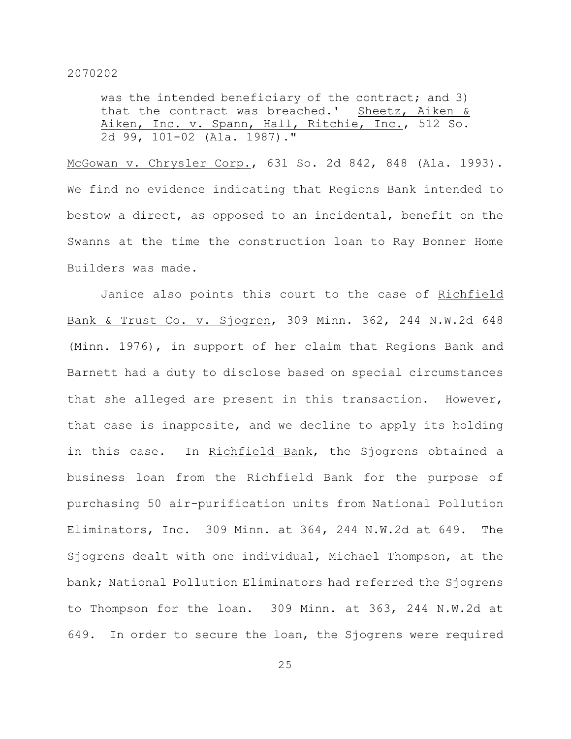was the intended beneficiary of the contract; and 3) that the contract was breached.' Sheetz, Aiken & Aiken, Inc. v. Spann, Hall, Ritchie, Inc., 512 So. 2d 99, 101-02 (Ala. 1987)."

McGowan v. Chrysler Corp., 631 So. 2d 842, 848 (Ala. 1993). We find no evidence indicating that Regions Bank intended to bestow a direct, as opposed to an incidental, benefit on the Swanns at the time the construction loan to Ray Bonner Home Builders was made.

Janice also points this court to the case of Richfield Bank & Trust Co. v. Sjogren, 309 Minn. 362, 244 N.W.2d 648 (Minn. 1976), in support of her claim that Regions Bank and Barnett had a duty to disclose based on special circumstances that she alleged are present in this transaction. However, that case is inapposite, and we decline to apply its holding in this case. In Richfield Bank, the Sjogrens obtained a business loan from the Richfield Bank for the purpose of purchasing 50 air-purification units from National Pollution Eliminators, Inc. 309 Minn. at 364, 244 N.W.2d at 649. The Sjogrens dealt with one individual, Michael Thompson, at the bank; National Pollution Eliminators had referred the Sjogrens to Thompson for the loan. 309 Minn. at 363, 244 N.W.2d at 649. In order to secure the loan, the Sjogrens were required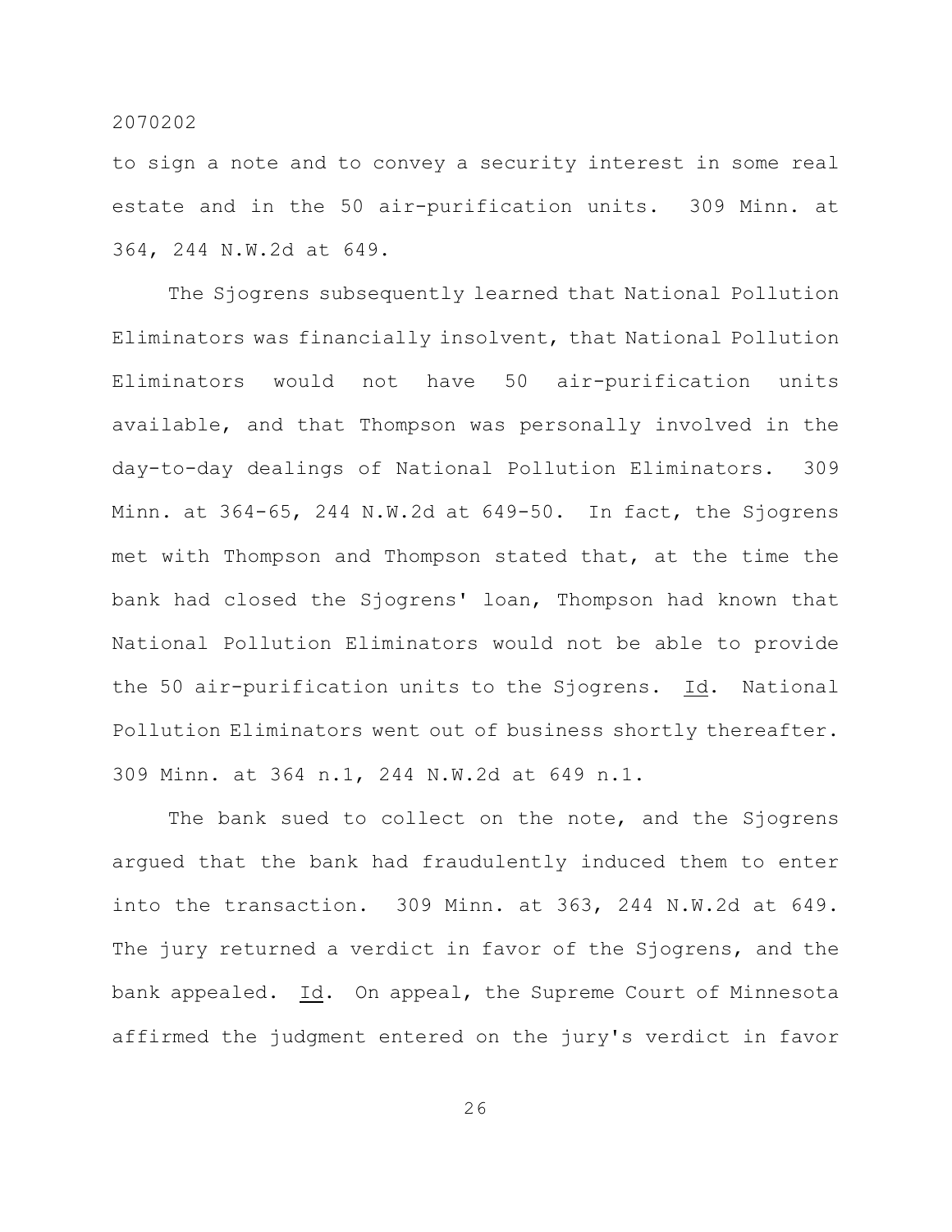to sign a note and to convey a security interest in some real estate and in the 50 air-purification units. 309 Minn. at 364, 244 N.W.2d at 649.

The Sjogrens subsequently learned that National Pollution Eliminators was financially insolvent, that National Pollution Eliminators would not have 50 air-purification units available, and that Thompson was personally involved in the day-to-day dealings of National Pollution Eliminators. 309 Minn. at 364-65, 244 N.W.2d at 649-50. In fact, the Sjogrens met with Thompson and Thompson stated that, at the time the bank had closed the Sjogrens' loan, Thompson had known that National Pollution Eliminators would not be able to provide the 50 air-purification units to the Sjogrens. Id. National Pollution Eliminators went out of business shortly thereafter. 309 Minn. at 364 n.1, 244 N.W.2d at 649 n.1.

The bank sued to collect on the note, and the Sjogrens argued that the bank had fraudulently induced them to enter into the transaction. 309 Minn. at 363, 244 N.W.2d at 649. The jury returned a verdict in favor of the Sjogrens, and the bank appealed. Id. On appeal, the Supreme Court of Minnesota affirmed the judgment entered on the jury's verdict in favor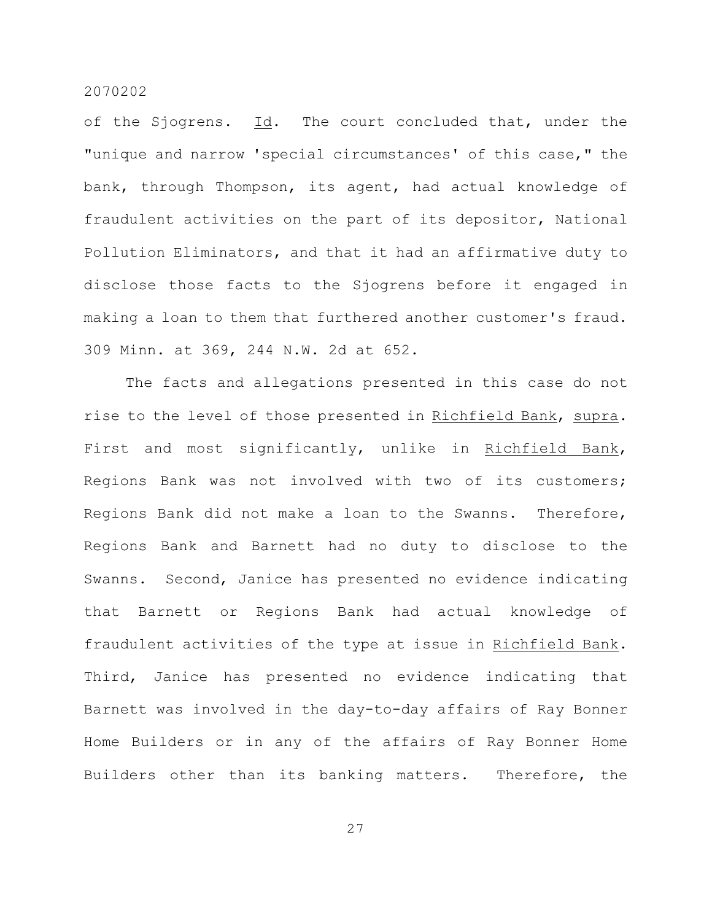of the Sjogrens. _Id_. The court concluded that, under the "unique and narrow 'special circumstances' of this case," the bank, through Thompson, its agent, had actual knowledge of fraudulent activities on the part of its depositor, National Pollution Eliminators, and that it had an affirmative duty to disclose those facts to the Sjogrens before it engaged in making a loan to them that furthered another customer's fraud. 309 Minn. at 369, 244 N.W. 2d at 652.

The facts and allegations presented in this case do not rise to the level of those presented in _Richfield Bank_, _supra_. First and most significantly, unlike in _Richfield Bank_, Regions Bank was not involved with two of its customers; Regions Bank did not make a loan to the Swanns. Therefore, Regions Bank and Barnett had no duty to disclose to the Swanns. Second, Janice has presented no evidence indicating that Barnett or Regions Bank had actual knowledge of fraudulent activities of the type at issue in _Richfield Bank_. Third, Janice has presented no evidence indicating that Barnett was involved in the day-to-day affairs of Ray Bonner Home Builders or in any of the affairs of Ray Bonner Home Builders other than its banking matters. Therefore, the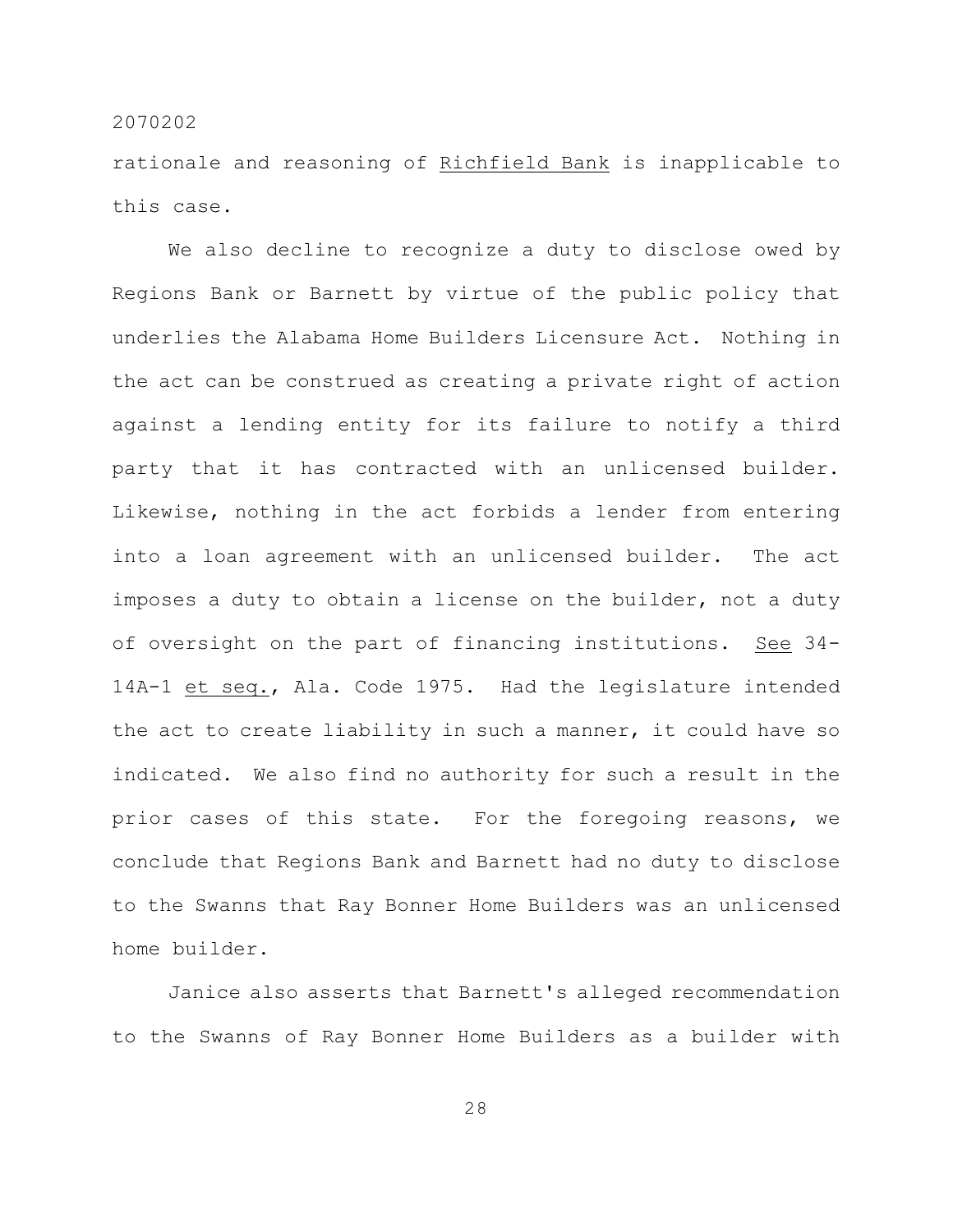rationale and reasoning of _Richfield Bank_ is inapplicable to this case.

We also decline to recognize a duty to disclose owed by Regions Bank or Barnett by virtue of the public policy that underlies the Alabama Home Builders Licensure Act. Nothing in the act can be construed as creating a private right of action against a lending entity for its failure to notify a third party that it has contracted with an unlicensed builder. Likewise, nothing in the act forbids a lender from entering into a loan agreement with an unlicensed builder. The act imposes a duty to obtain a license on the builder, not a duty of oversight on the part of financing institutions. _See_ 34-14A-1 _et seq._, Ala. Code 1975. Had the legislature intended the act to create liability in such a manner, it could have so indicated. We also find no authority for such a result in the prior cases of this state. For the foregoing reasons, we conclude that Regions Bank and Barnett had no duty to disclose to the Swanns that Ray Bonner Home Builders was an unlicensed home builder.

Janice also asserts that Barnett's alleged recommendation to the Swanns of Ray Bonner Home Builders as a builder with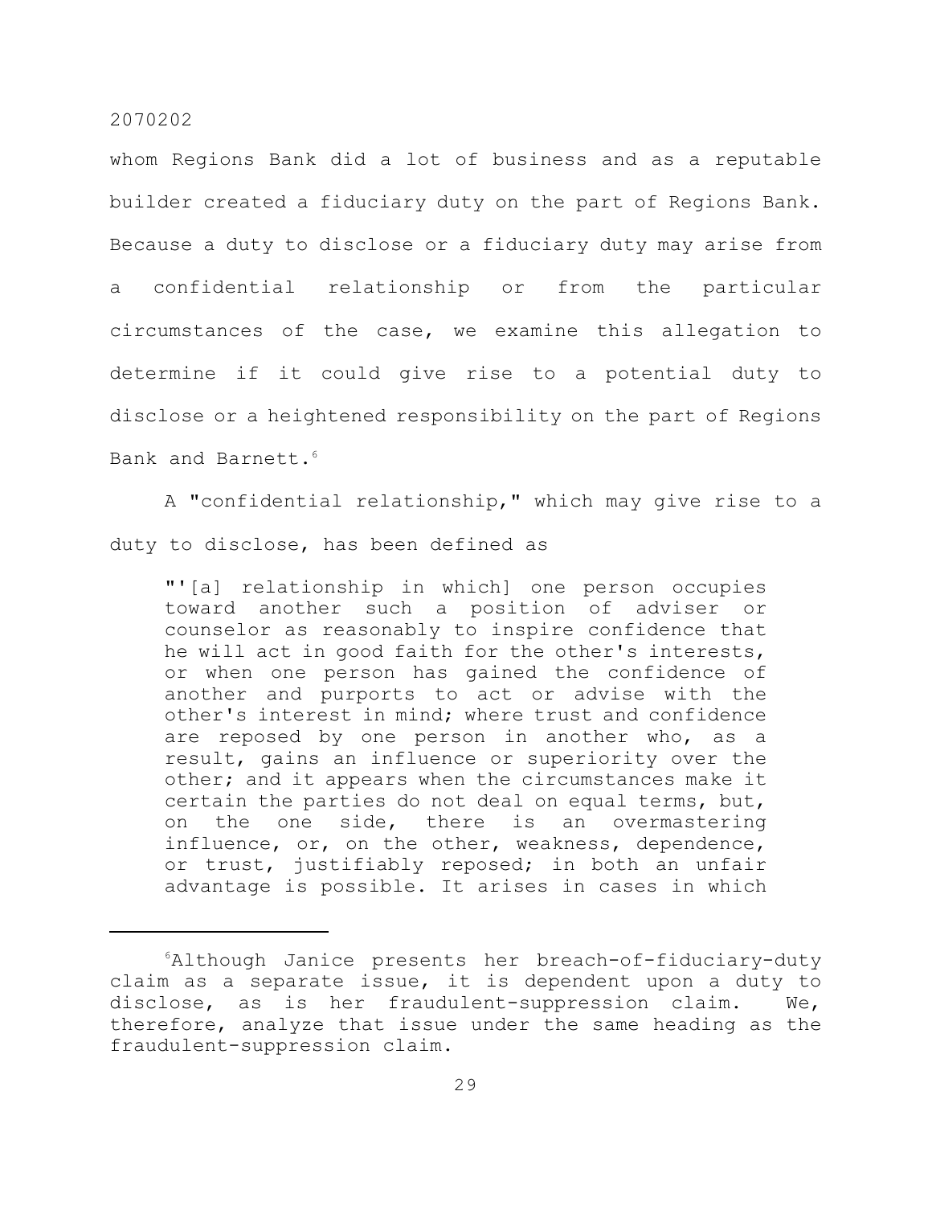whom Regions Bank did a lot of business and as a reputable builder created a fiduciary duty on the part of Regions Bank. Because a duty to disclose or a fiduciary duty may arise from a confidential relationship or from the particular circumstances of the case, we examine this allegation to determine if it could give rise to a potential duty to disclose or a heightened responsibility on the part of Regions Bank and Barnett.[6]

A "confidential relationship," which may give rise to a duty to disclose, has been defined as

> "'[a] relationship in which] one person occupies toward another such a position of adviser or counselor as reasonably to inspire confidence that he will act in good faith for the other's interests, or when one person has gained the confidence of another and purports to act or advise with the other's interest in mind; where trust and confidence are reposed by one person in another who, as a result, gains an influence or superiority over the other; and it appears when the circumstances make it certain the parties do not deal on equal terms, but, on the one side, there is an overmastering influence, or, on the other, weakness, dependence, or trust, justifiably reposed; in both an unfair advantage is possible. It arises in cases in which

---

[6]Although Janice presents her breach-of-fiduciary-duty claim as a separate issue, it is dependent upon a duty to disclose, as is her fraudulent-suppression claim. We, therefore, analyze that issue under the same heading as the fraudulent-suppression claim.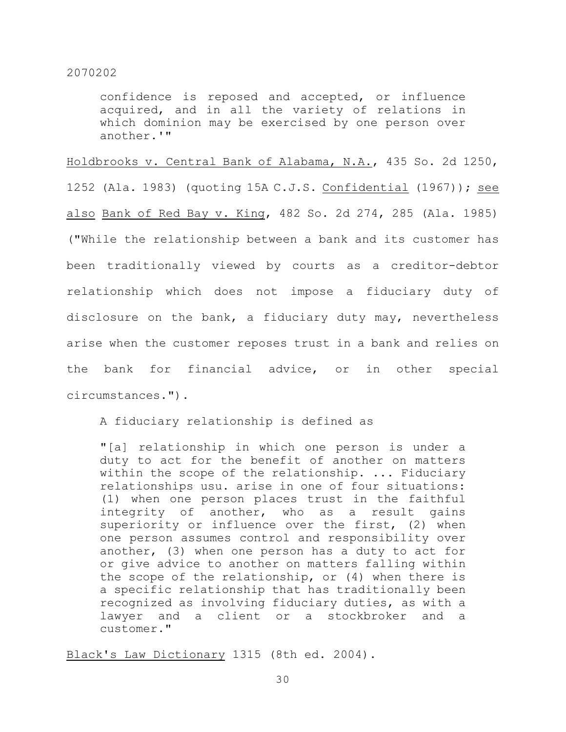> confidence is reposed and accepted, or influence acquired, and in all the variety of relations in which dominion may be exercised by one person over another.'"

Holdbrooks v. Central Bank of Alabama, N.A., 435 So. 2d 1250, 1252 (Ala. 1983) (quoting 15A C.J.S. Confidential (1967)); see also Bank of Red Bay v. King, 482 So. 2d 274, 285 (Ala. 1985) ("While the relationship between a bank and its customer has been traditionally viewed by courts as a creditor-debtor relationship which does not impose a fiduciary duty of disclosure on the bank, a fiduciary duty may, nevertheless arise when the customer reposes trust in a bank and relies on the bank for financial advice, or in other special circumstances.").

A fiduciary relationship is defined as

> "[a] relationship in which one person is under a duty to act for the benefit of another on matters within the scope of the relationship. ... Fiduciary relationships usu. arise in one of four situations: (1) when one person places trust in the faithful integrity of another, who as a result gains superiority or influence over the first, (2) when one person assumes control and responsibility over another, (3) when one person has a duty to act for or give advice to another on matters falling within the scope of the relationship, or (4) when there is a specific relationship that has traditionally been recognized as involving fiduciary duties, as with a lawyer and a client or a stockbroker and a customer."

Black's Law Dictionary 1315 (8th ed. 2004).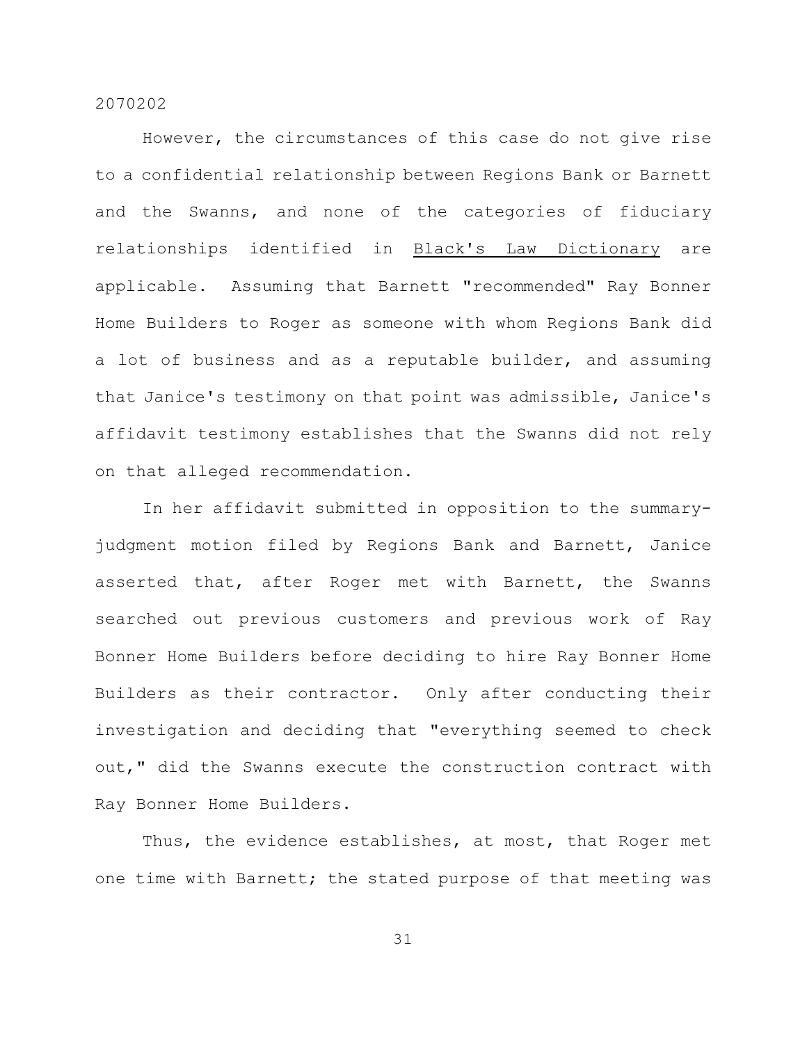However, the circumstances of this case do not give rise to a confidential relationship between Regions Bank or Barnett and the Swanns, and none of the categories of fiduciary relationships identified in Black's Law Dictionary are applicable. Assuming that Barnett "recommended" Ray Bonner Home Builders to Roger as someone with whom Regions Bank did a lot of business and as a reputable builder, and assuming that Janice's testimony on that point was admissible, Janice's affidavit testimony establishes that the Swanns did not rely on that alleged recommendation.

In her affidavit submitted in opposition to the summary-judgment motion filed by Regions Bank and Barnett, Janice asserted that, after Roger met with Barnett, the Swanns searched out previous customers and previous work of Ray Bonner Home Builders before deciding to hire Ray Bonner Home Builders as their contractor. Only after conducting their investigation and deciding that "everything seemed to check out," did the Swanns execute the construction contract with Ray Bonner Home Builders.

Thus, the evidence establishes, at most, that Roger met one time with Barnett; the stated purpose of that meeting was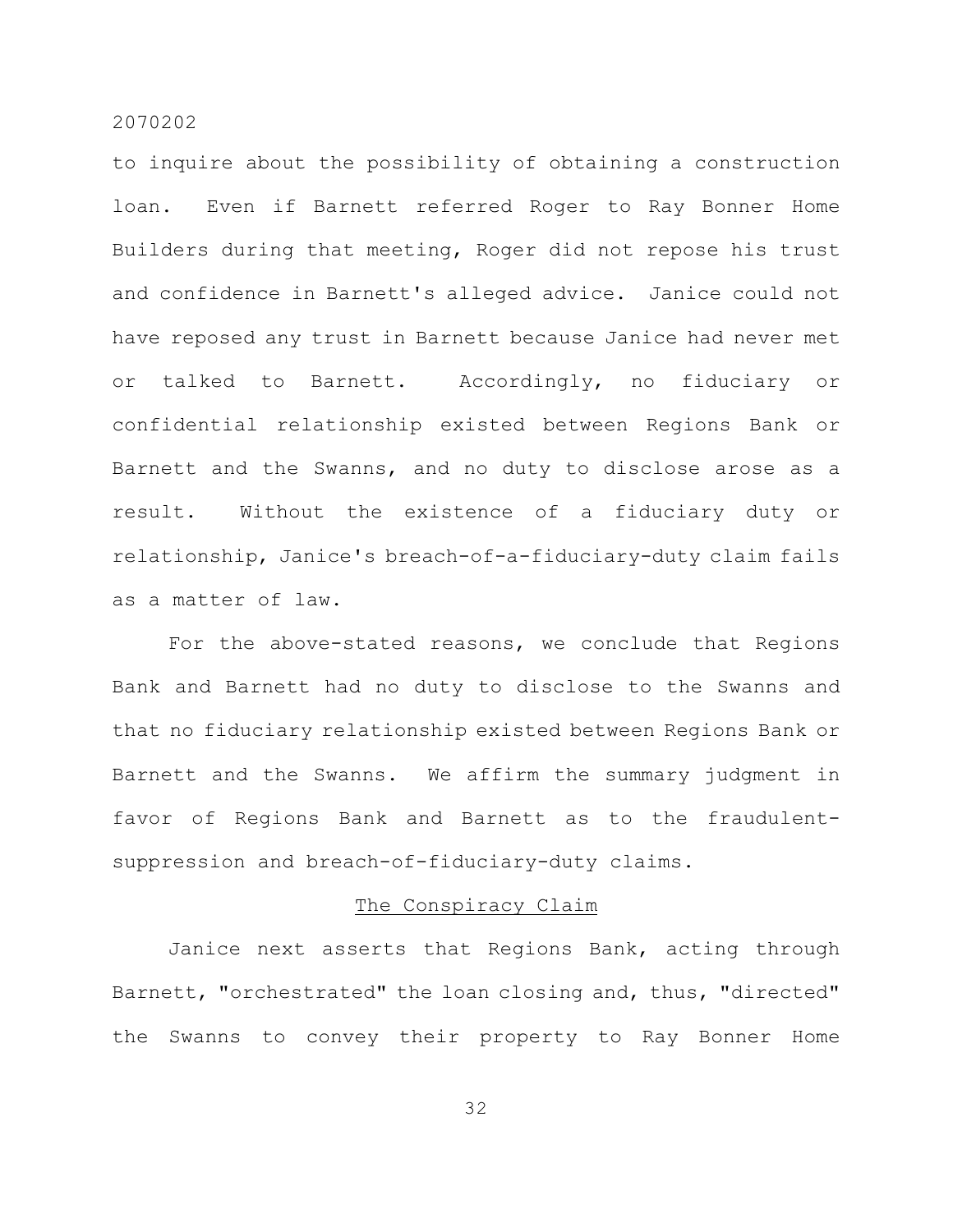to inquire about the possibility of obtaining a construction loan. Even if Barnett referred Roger to Ray Bonner Home Builders during that meeting, Roger did not repose his trust and confidence in Barnett's alleged advice. Janice could not have reposed any trust in Barnett because Janice had never met or talked to Barnett. Accordingly, no fiduciary or confidential relationship existed between Regions Bank or Barnett and the Swanns, and no duty to disclose arose as a result. Without the existence of a fiduciary duty or relationship, Janice's breach-of-a-fiduciary-duty claim fails as a matter of law.

For the above-stated reasons, we conclude that Regions Bank and Barnett had no duty to disclose to the Swanns and that no fiduciary relationship existed between Regions Bank or Barnett and the Swanns. We affirm the summary judgment in favor of Regions Bank and Barnett as to the fraudulent-suppression and breach-of-fiduciary-duty claims.

## The Conspiracy Claim

Janice next asserts that Regions Bank, acting through Barnett, "orchestrated" the loan closing and, thus, "directed" the Swanns to convey their property to Ray Bonner Home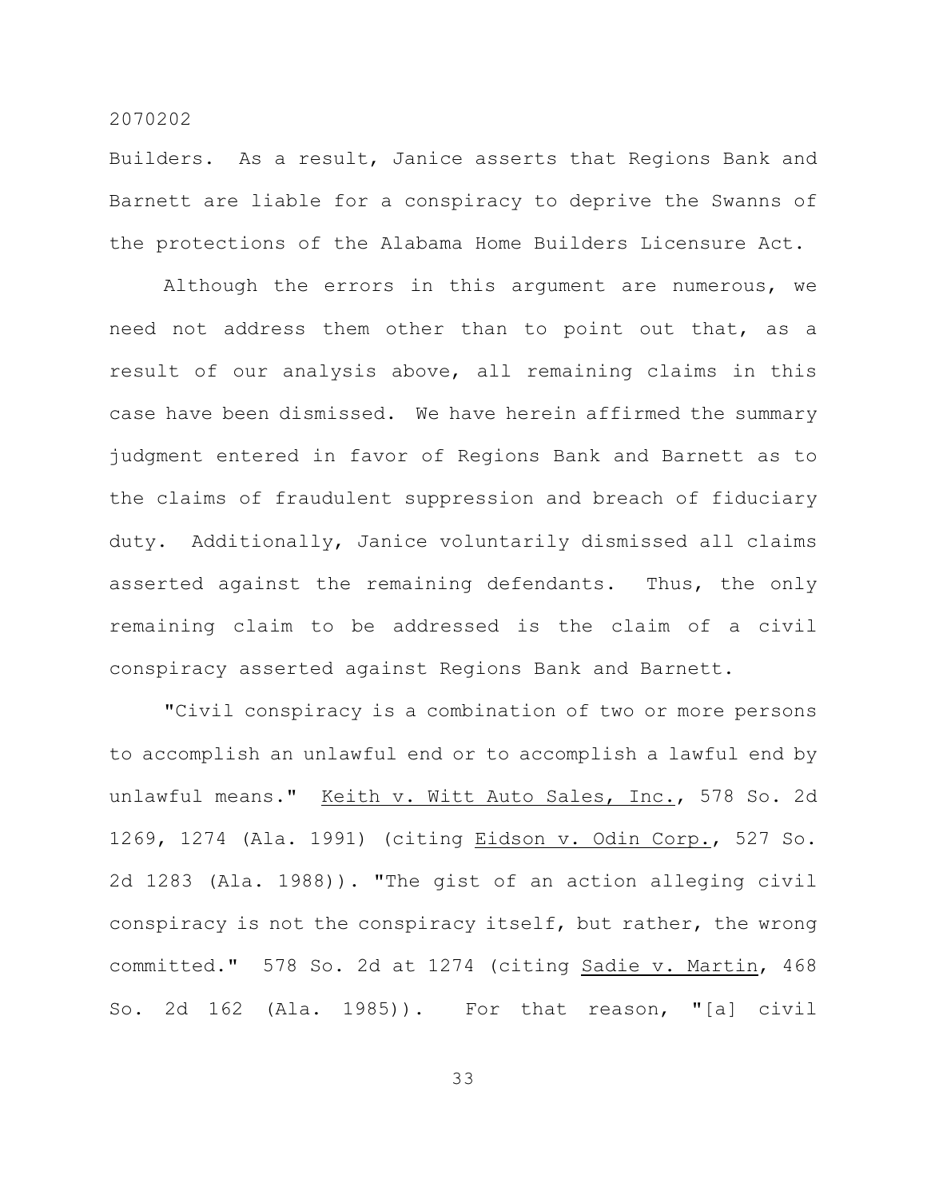Builders. As a result, Janice asserts that Regions Bank and Barnett are liable for a conspiracy to deprive the Swanns of the protections of the Alabama Home Builders Licensure Act.

Although the errors in this argument are numerous, we need not address them other than to point out that, as a result of our analysis above, all remaining claims in this case have been dismissed. We have herein affirmed the summary judgment entered in favor of Regions Bank and Barnett as to the claims of fraudulent suppression and breach of fiduciary duty. Additionally, Janice voluntarily dismissed all claims asserted against the remaining defendants. Thus, the only remaining claim to be addressed is the claim of a civil conspiracy asserted against Regions Bank and Barnett.

"Civil conspiracy is a combination of two or more persons to accomplish an unlawful end or to accomplish a lawful end by unlawful means." Keith v. Witt Auto Sales, Inc., 578 So. 2d 1269, 1274 (Ala. 1991) (citing Eidson v. Odin Corp., 527 So. 2d 1283 (Ala. 1988)). "The gist of an action alleging civil conspiracy is not the conspiracy itself, but rather, the wrong committed." 578 So. 2d at 1274 (citing Sadie v. Martin, 468 So. 2d 162 (Ala. 1985)). For that reason, "[a] civil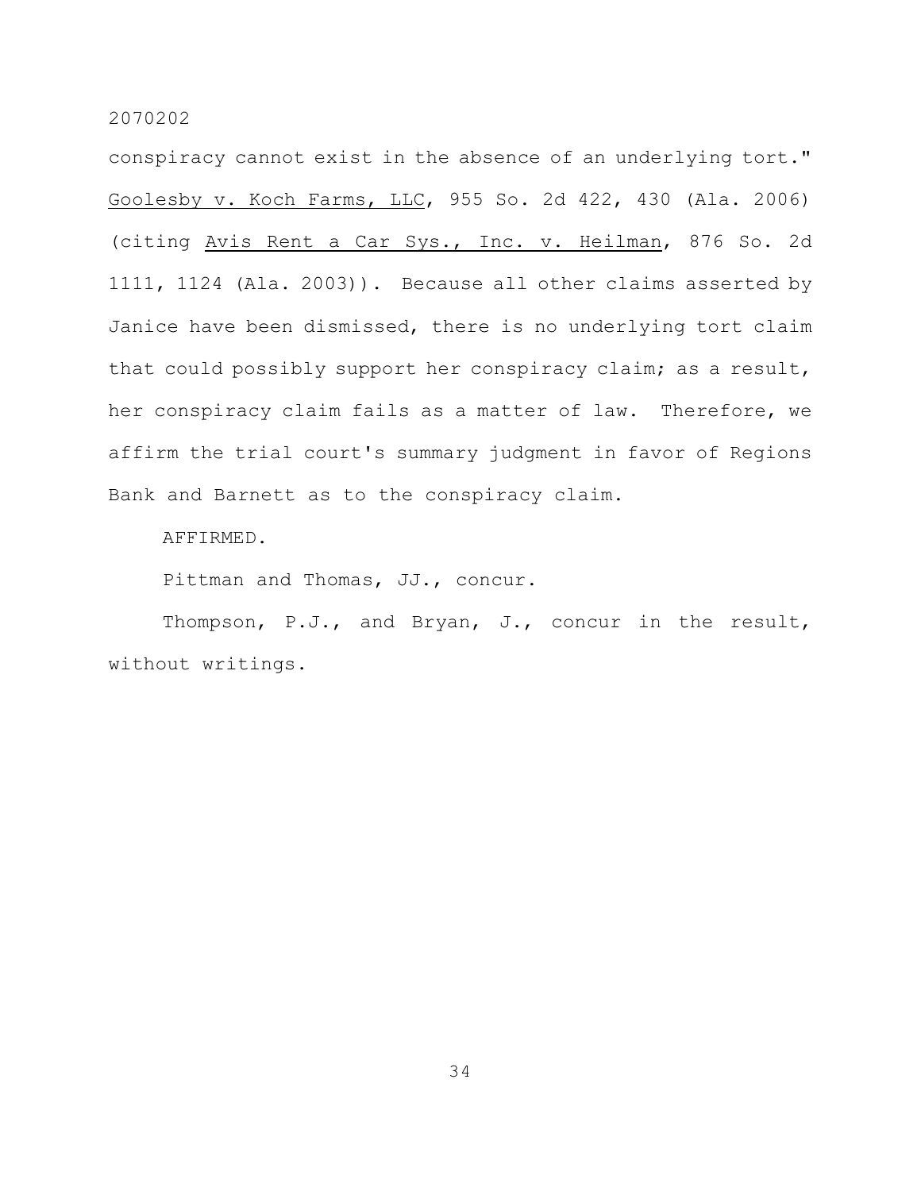conspiracy cannot exist in the absence of an underlying tort." Goolesby v. Koch Farms, LLC, 955 So. 2d 422, 430 (Ala. 2006) (citing Avis Rent a Car Sys., Inc. v. Heilman, 876 So. 2d 1111, 1124 (Ala. 2003)). Because all other claims asserted by Janice have been dismissed, there is no underlying tort claim that could possibly support her conspiracy claim; as a result, her conspiracy claim fails as a matter of law. Therefore, we affirm the trial court's summary judgment in favor of Regions Bank and Barnett as to the conspiracy claim.

AFFIRMED.

Pittman and Thomas, JJ., concur.

Thompson, P.J., and Bryan, J., concur in the result, without writings.